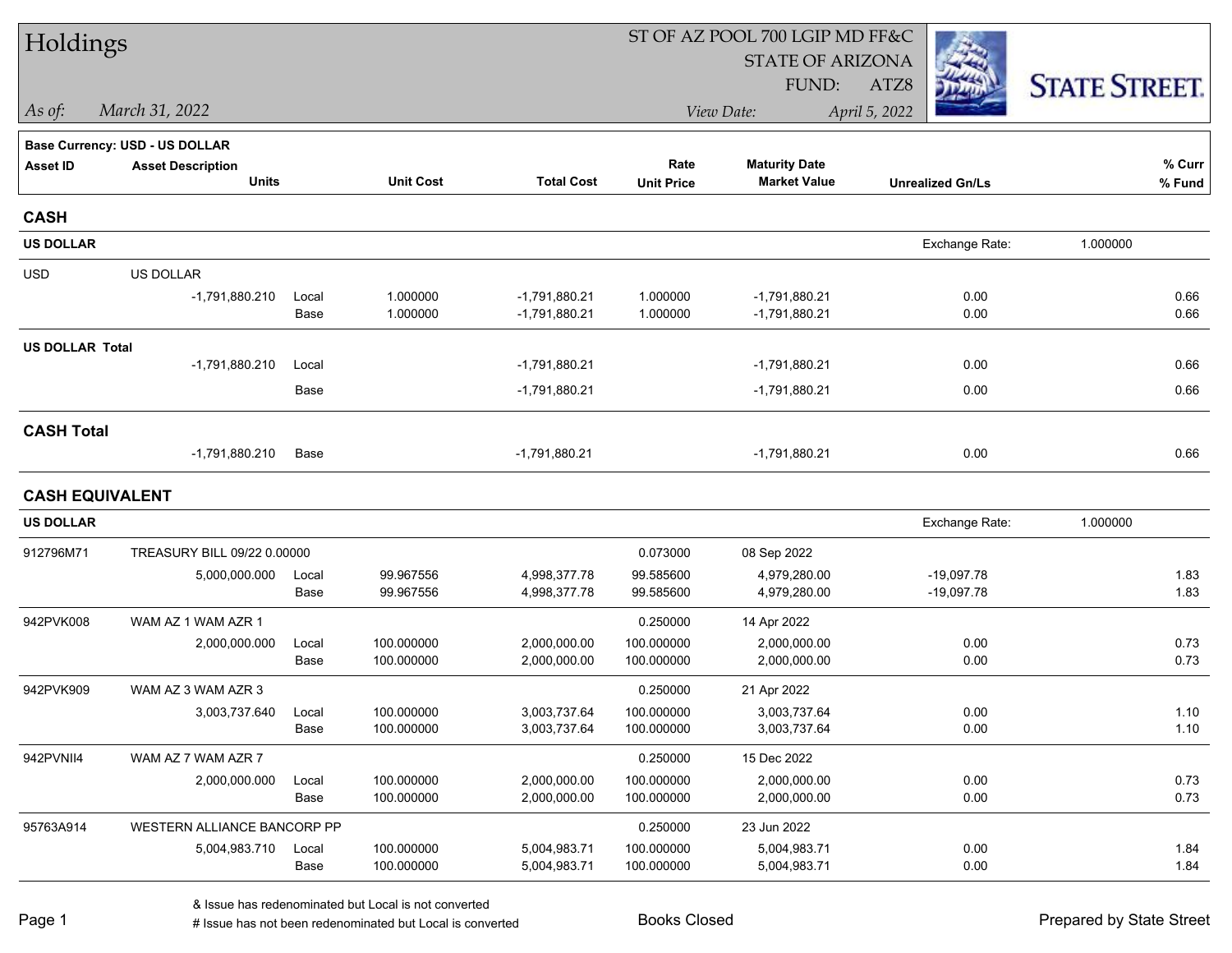# Holdings

ST OF AZ POOL 700 LGIP MD FF&C
STATE OF ARIZONA
FUND: ATZ8

*As of: March 31, 2022*

*View Date: April 5, 2022*

**Base Currency: USD - US DOLLAR**

| Asset ID | Asset Description / Units | | Unit Cost | Total Cost | Rate / Unit Price | Maturity Date / Market Value | Unrealized Gn/Ls | % Curr / % Fund |
|---|---|---|---|---|---|---|---|---|
| **CASH** | | | | | | | | |
| **US DOLLAR** | | | | | | | Exchange Rate: 1.000000 | |
| USD | US DOLLAR | | | | | | | |
| | -1,791,880.210 | Local | 1.000000 | -1,791,880.21 | 1.000000 | -1,791,880.21 | 0.00 | 0.66 |
| | | Base | 1.000000 | -1,791,880.21 | 1.000000 | -1,791,880.21 | 0.00 | 0.66 |
| **US DOLLAR Total** | | | | | | | | |
| | -1,791,880.210 | Local | | -1,791,880.21 | | -1,791,880.21 | 0.00 | 0.66 |
| | | Base | | -1,791,880.21 | | -1,791,880.21 | 0.00 | 0.66 |
| **CASH Total** | | | | | | | | |
| | -1,791,880.210 | Base | | -1,791,880.21 | | -1,791,880.21 | 0.00 | 0.66 |
| **CASH EQUIVALENT** | | | | | | | | |
| **US DOLLAR** | | | | | | | Exchange Rate: 1.000000 | |
| 912796M71 | TREASURY BILL 09/22 0.00000 | | | | 0.073000 | 08 Sep 2022 | | |
| | 5,000,000.000 | Local | 99.967556 | 4,998,377.78 | 99.585600 | 4,979,280.00 | -19,097.78 | 1.83 |
| | | Base | 99.967556 | 4,998,377.78 | 99.585600 | 4,979,280.00 | -19,097.78 | 1.83 |
| 942PVK008 | WAM AZ 1 WAM AZR 1 | | | | 0.250000 | 14 Apr 2022 | | |
| | 2,000,000.000 | Local | 100.000000 | 2,000,000.00 | 100.000000 | 2,000,000.00 | 0.00 | 0.73 |
| | | Base | 100.000000 | 2,000,000.00 | 100.000000 | 2,000,000.00 | 0.00 | 0.73 |
| 942PVK909 | WAM AZ 3 WAM AZR 3 | | | | 0.250000 | 21 Apr 2022 | | |
| | 3,003,737.640 | Local | 100.000000 | 3,003,737.64 | 100.000000 | 3,003,737.64 | 0.00 | 1.10 |
| | | Base | 100.000000 | 3,003,737.64 | 100.000000 | 3,003,737.64 | 0.00 | 1.10 |
| 942PVNII4 | WAM AZ 7 WAM AZR 7 | | | | 0.250000 | 15 Dec 2022 | | |
| | 2,000,000.000 | Local | 100.000000 | 2,000,000.00 | 100.000000 | 2,000,000.00 | 0.00 | 0.73 |
| | | Base | 100.000000 | 2,000,000.00 | 100.000000 | 2,000,000.00 | 0.00 | 0.73 |
| 95763A914 | WESTERN ALLIANCE BANCORP PP | | | | 0.250000 | 23 Jun 2022 | | |
| | 5,004,983.710 | Local | 100.000000 | 5,004,983.71 | 100.000000 | 5,004,983.71 | 0.00 | 1.84 |
| | | Base | 100.000000 | 5,004,983.71 | 100.000000 | 5,004,983.71 | 0.00 | 1.84 |

& Issue has redenominated but Local is not converted
# Issue has not been redenominated but Local is converted

Books Closed

Prepared by State Street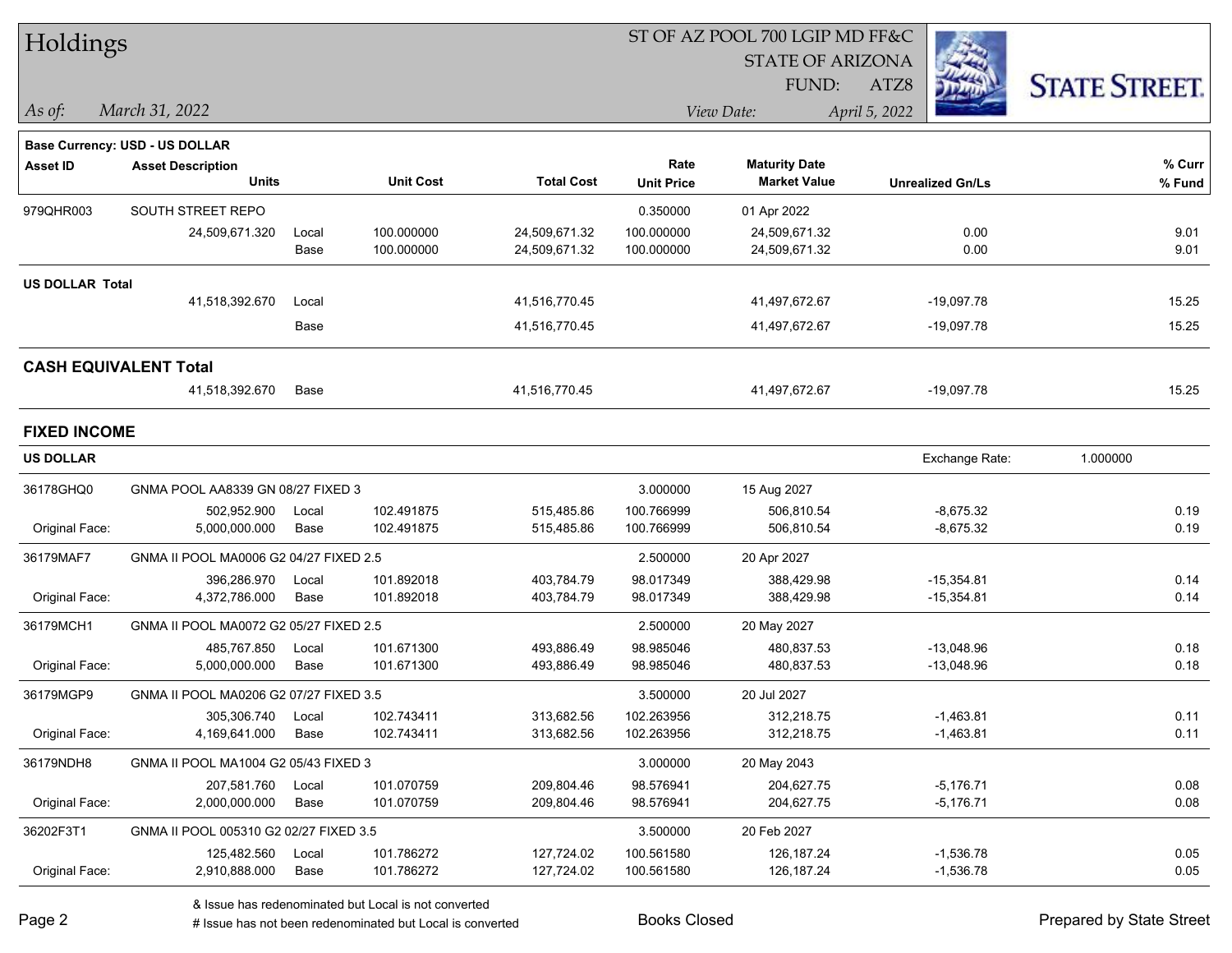# Holdings

**ST OF AZ POOL 700 LGIP MD FF&C**
**STATE OF ARIZONA**
**FUND: ATZ8**

*As of: March 31, 2022* *View Date: April 5, 2022*

**Base Currency: USD - US DOLLAR**

| Asset ID | Asset Description / Units | | Unit Cost | Total Cost | Rate / Unit Price | Maturity Date / Market Value | Unrealized Gn/Ls | % Curr / % Fund |
|---|---|---|---|---|---|---|---|---|
| 979QHR003 | SOUTH STREET REPO | | | | 0.350000 | 01 Apr 2022 | | |
| | 24,509,671.320 | Local | 100.000000 | 24,509,671.32 | 100.000000 | 24,509,671.32 | 0.00 | 9.01 |
| | | Base | 100.000000 | 24,509,671.32 | 100.000000 | 24,509,671.32 | 0.00 | 9.01 |
| **US DOLLAR Total** | | | | | | | | |
| | 41,518,392.670 | Local | | 41,516,770.45 | | 41,497,672.67 | -19,097.78 | 15.25 |
| | | Base | | 41,516,770.45 | | 41,497,672.67 | -19,097.78 | 15.25 |
| **CASH EQUIVALENT Total** | | | | | | | | |
| | 41,518,392.670 | Base | | 41,516,770.45 | | 41,497,672.67 | -19,097.78 | 15.25 |

## FIXED INCOME

**US DOLLAR** Exchange Rate: 1.000000

| Asset ID | Asset Description / Units | | Unit Cost | Total Cost | Rate / Unit Price | Maturity Date / Market Value | Unrealized Gn/Ls | % Curr / % Fund |
|---|---|---|---|---|---|---|---|---|
| 36178GHQ0 | GNMA POOL AA8339 GN 08/27 FIXED 3 | | | | 3.000000 | 15 Aug 2027 | | |
| | 502,952.900 | Local | 102.491875 | 515,485.86 | 100.766999 | 506,810.54 | -8,675.32 | 0.19 |
| Original Face: | 5,000,000.000 | Base | 102.491875 | 515,485.86 | 100.766999 | 506,810.54 | -8,675.32 | 0.19 |
| 36179MAF7 | GNMA II POOL MA0006 G2 04/27 FIXED 2.5 | | | | 2.500000 | 20 Apr 2027 | | |
| | 396,286.970 | Local | 101.892018 | 403,784.79 | 98.017349 | 388,429.98 | -15,354.81 | 0.14 |
| Original Face: | 4,372,786.000 | Base | 101.892018 | 403,784.79 | 98.017349 | 388,429.98 | -15,354.81 | 0.14 |
| 36179MCH1 | GNMA II POOL MA0072 G2 05/27 FIXED 2.5 | | | | 2.500000 | 20 May 2027 | | |
| | 485,767.850 | Local | 101.671300 | 493,886.49 | 98.985046 | 480,837.53 | -13,048.96 | 0.18 |
| Original Face: | 5,000,000.000 | Base | 101.671300 | 493,886.49 | 98.985046 | 480,837.53 | -13,048.96 | 0.18 |
| 36179MGP9 | GNMA II POOL MA0206 G2 07/27 FIXED 3.5 | | | | 3.500000 | 20 Jul 2027 | | |
| | 305,306.740 | Local | 102.743411 | 313,682.56 | 102.263956 | 312,218.75 | -1,463.81 | 0.11 |
| Original Face: | 4,169,641.000 | Base | 102.743411 | 313,682.56 | 102.263956 | 312,218.75 | -1,463.81 | 0.11 |
| 36179NDH8 | GNMA II POOL MA1004 G2 05/43 FIXED 3 | | | | 3.000000 | 20 May 2043 | | |
| | 207,581.760 | Local | 101.070759 | 209,804.46 | 98.576941 | 204,627.75 | -5,176.71 | 0.08 |
| Original Face: | 2,000,000.000 | Base | 101.070759 | 209,804.46 | 98.576941 | 204,627.75 | -5,176.71 | 0.08 |
| 36202F3T1 | GNMA II POOL 005310 G2 02/27 FIXED 3.5 | | | | 3.500000 | 20 Feb 2027 | | |
| | 125,482.560 | Local | 101.786272 | 127,724.02 | 100.561580 | 126,187.24 | -1,536.78 | 0.05 |
| Original Face: | 2,910,888.000 | Base | 101.786272 | 127,724.02 | 100.561580 | 126,187.24 | -1,536.78 | 0.05 |

& Issue has redenominated but Local is not converted
# Issue has not been redenominated but Local is converted

Books Closed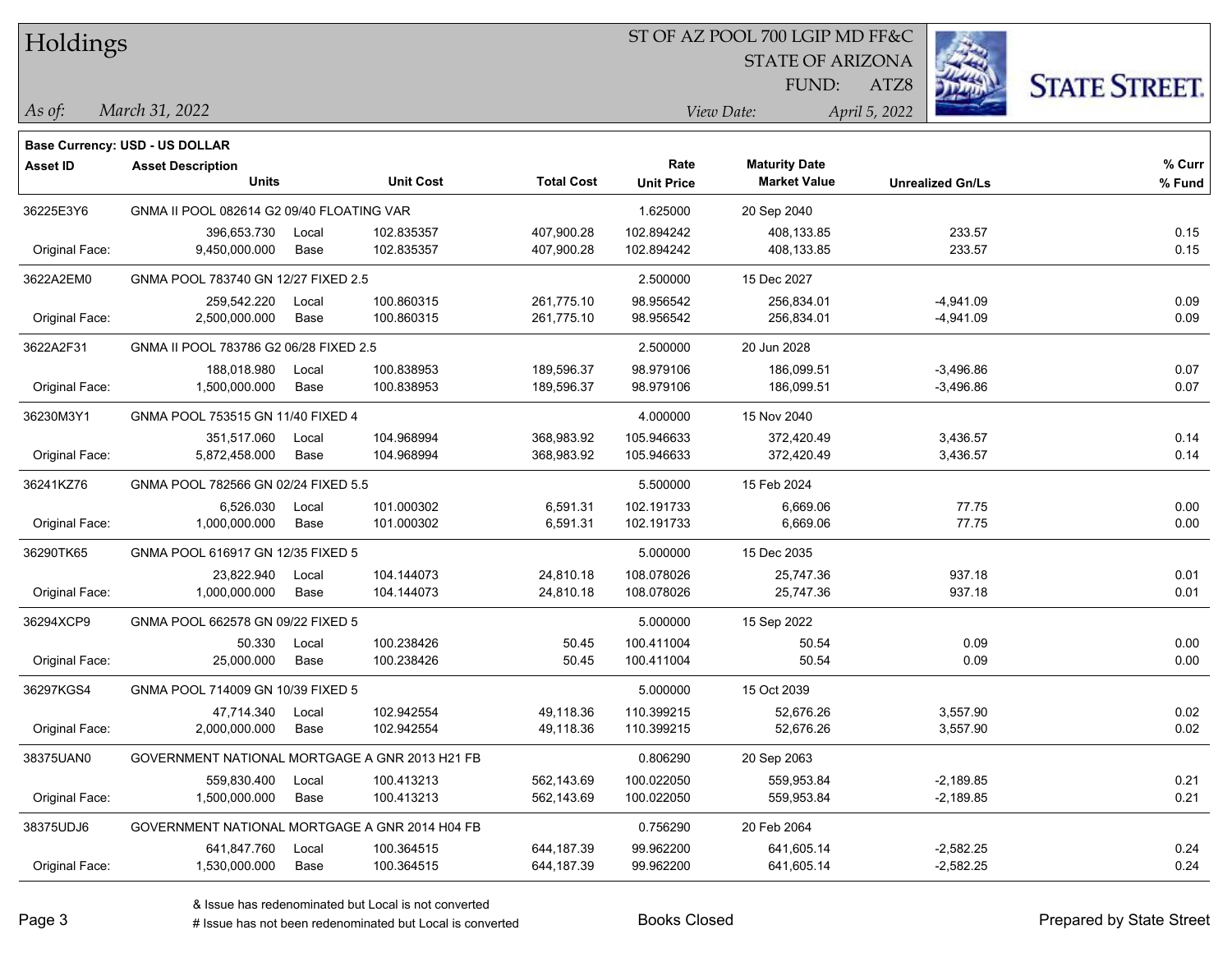# Holdings

ST OF AZ POOL 700 LGIP MD FF&C
STATE OF ARIZONA
FUND: ATZ8

*As of:* *March 31, 2022*
*View Date:* *April 5, 2022*

**Base Currency: USD - US DOLLAR**

| Asset ID | Asset Description / Units | | Unit Cost | Total Cost | Rate / Unit Price | Maturity Date / Market Value | Unrealized Gn/Ls | % Curr / % Fund |
|---|---|---|---|---|---|---|---|---|
| 36225E3Y6 | GNMA II POOL 082614 G2 09/40 FLOATING VAR | | | | 1.625000 | 20 Sep 2040 | | |
| | 396,653.730 | Local | 102.835357 | 407,900.28 | 102.894242 | 408,133.85 | 233.57 | 0.15 |
| Original Face: | 9,450,000.000 | Base | 102.835357 | 407,900.28 | 102.894242 | 408,133.85 | 233.57 | 0.15 |
| 3622A2EM0 | GNMA POOL 783740 GN 12/27 FIXED 2.5 | | | | 2.500000 | 15 Dec 2027 | | |
| | 259,542.220 | Local | 100.860315 | 261,775.10 | 98.956542 | 256,834.01 | -4,941.09 | 0.09 |
| Original Face: | 2,500,000.000 | Base | 100.860315 | 261,775.10 | 98.956542 | 256,834.01 | -4,941.09 | 0.09 |
| 3622A2F31 | GNMA II POOL 783786 G2 06/28 FIXED 2.5 | | | | 2.500000 | 20 Jun 2028 | | |
| | 188,018.980 | Local | 100.838953 | 189,596.37 | 98.979106 | 186,099.51 | -3,496.86 | 0.07 |
| Original Face: | 1,500,000.000 | Base | 100.838953 | 189,596.37 | 98.979106 | 186,099.51 | -3,496.86 | 0.07 |
| 36230M3Y1 | GNMA POOL 753515 GN 11/40 FIXED 4 | | | | 4.000000 | 15 Nov 2040 | | |
| | 351,517.060 | Local | 104.968994 | 368,983.92 | 105.946633 | 372,420.49 | 3,436.57 | 0.14 |
| Original Face: | 5,872,458.000 | Base | 104.968994 | 368,983.92 | 105.946633 | 372,420.49 | 3,436.57 | 0.14 |
| 36241KZ76 | GNMA POOL 782566 GN 02/24 FIXED 5.5 | | | | 5.500000 | 15 Feb 2024 | | |
| | 6,526.030 | Local | 101.000302 | 6,591.31 | 102.191733 | 6,669.06 | 77.75 | 0.00 |
| Original Face: | 1,000,000.000 | Base | 101.000302 | 6,591.31 | 102.191733 | 6,669.06 | 77.75 | 0.00 |
| 36290TK65 | GNMA POOL 616917 GN 12/35 FIXED 5 | | | | 5.000000 | 15 Dec 2035 | | |
| | 23,822.940 | Local | 104.144073 | 24,810.18 | 108.078026 | 25,747.36 | 937.18 | 0.01 |
| Original Face: | 1,000,000.000 | Base | 104.144073 | 24,810.18 | 108.078026 | 25,747.36 | 937.18 | 0.01 |
| 36294XCP9 | GNMA POOL 662578 GN 09/22 FIXED 5 | | | | 5.000000 | 15 Sep 2022 | | |
| | 50.330 | Local | 100.238426 | 50.45 | 100.411004 | 50.54 | 0.09 | 0.00 |
| Original Face: | 25,000.000 | Base | 100.238426 | 50.45 | 100.411004 | 50.54 | 0.09 | 0.00 |
| 36297KGS4 | GNMA POOL 714009 GN 10/39 FIXED 5 | | | | 5.000000 | 15 Oct 2039 | | |
| | 47,714.340 | Local | 102.942554 | 49,118.36 | 110.399215 | 52,676.26 | 3,557.90 | 0.02 |
| Original Face: | 2,000,000.000 | Base | 102.942554 | 49,118.36 | 110.399215 | 52,676.26 | 3,557.90 | 0.02 |
| 38375UAN0 | GOVERNMENT NATIONAL MORTGAGE A GNR 2013 H21 FB | | | | 0.806290 | 20 Sep 2063 | | |
| | 559,830.400 | Local | 100.413213 | 562,143.69 | 100.022050 | 559,953.84 | -2,189.85 | 0.21 |
| Original Face: | 1,500,000.000 | Base | 100.413213 | 562,143.69 | 100.022050 | 559,953.84 | -2,189.85 | 0.21 |
| 38375UDJ6 | GOVERNMENT NATIONAL MORTGAGE A GNR 2014 H04 FB | | | | 0.756290 | 20 Feb 2064 | | |
| | 641,847.760 | Local | 100.364515 | 644,187.39 | 99.962200 | 641,605.14 | -2,582.25 | 0.24 |
| Original Face: | 1,530,000.000 | Base | 100.364515 | 644,187.39 | 99.962200 | 641,605.14 | -2,582.25 | 0.24 |

& Issue has redenominated but Local is not converted
# Issue has not been redenominated but Local is converted

Books Closed

Prepared by State Street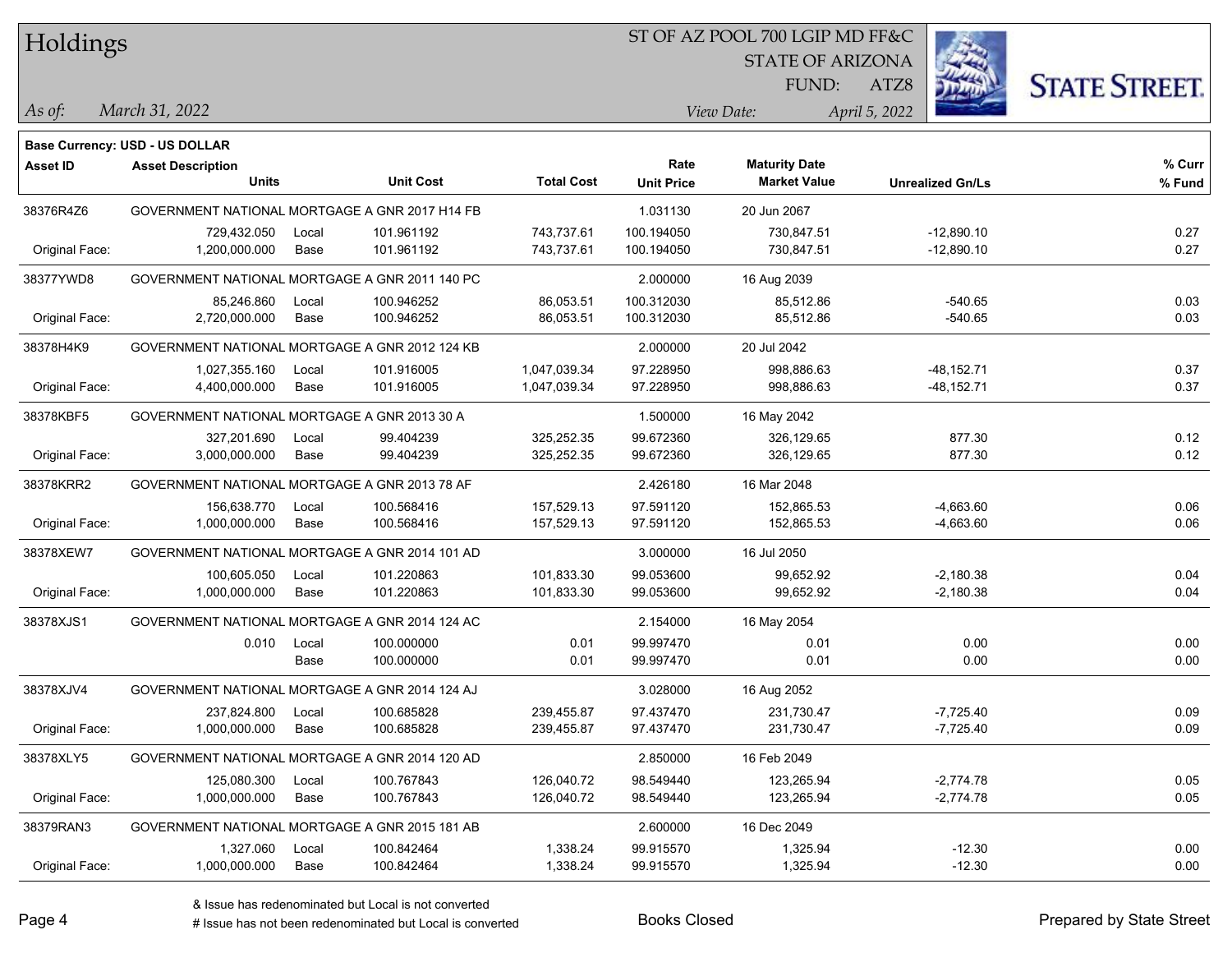# Holdings

ST OF AZ POOL 700 LGIP MD FF&C
STATE OF ARIZONA
FUND: ATZ8

*As of:* *March 31, 2022*
*View Date:* *April 5, 2022*

**Base Currency: USD - US DOLLAR**

| Asset ID | Asset Description / Units | | Unit Cost | Total Cost | Rate / Unit Price | Maturity Date / Market Value | Unrealized Gn/Ls | % Curr / % Fund |
|---|---|---|---|---|---|---|---|---|
| 38376R4Z6 | GOVERNMENT NATIONAL MORTGAGE A GNR 2017 H14 FB | | | | 1.031130 | 20 Jun 2067 | | |
| | 729,432.050 | Local | 101.961192 | 743,737.61 | 100.194050 | 730,847.51 | -12,890.10 | 0.27 |
| Original Face: | 1,200,000.000 | Base | 101.961192 | 743,737.61 | 100.194050 | 730,847.51 | -12,890.10 | 0.27 |
| 38377YWD8 | GOVERNMENT NATIONAL MORTGAGE A GNR 2011 140 PC | | | | 2.000000 | 16 Aug 2039 | | |
| | 85,246.860 | Local | 100.946252 | 86,053.51 | 100.312030 | 85,512.86 | -540.65 | 0.03 |
| Original Face: | 2,720,000.000 | Base | 100.946252 | 86,053.51 | 100.312030 | 85,512.86 | -540.65 | 0.03 |
| 38378H4K9 | GOVERNMENT NATIONAL MORTGAGE A GNR 2012 124 KB | | | | 2.000000 | 20 Jul 2042 | | |
| | 1,027,355.160 | Local | 101.916005 | 1,047,039.34 | 97.228950 | 998,886.63 | -48,152.71 | 0.37 |
| Original Face: | 4,400,000.000 | Base | 101.916005 | 1,047,039.34 | 97.228950 | 998,886.63 | -48,152.71 | 0.37 |
| 38378KBF5 | GOVERNMENT NATIONAL MORTGAGE A GNR 2013 30 A | | | | 1.500000 | 16 May 2042 | | |
| | 327,201.690 | Local | 99.404239 | 325,252.35 | 99.672360 | 326,129.65 | 877.30 | 0.12 |
| Original Face: | 3,000,000.000 | Base | 99.404239 | 325,252.35 | 99.672360 | 326,129.65 | 877.30 | 0.12 |
| 38378KRR2 | GOVERNMENT NATIONAL MORTGAGE A GNR 2013 78 AF | | | | 2.426180 | 16 Mar 2048 | | |
| | 156,638.770 | Local | 100.568416 | 157,529.13 | 97.591120 | 152,865.53 | -4,663.60 | 0.06 |
| Original Face: | 1,000,000.000 | Base | 100.568416 | 157,529.13 | 97.591120 | 152,865.53 | -4,663.60 | 0.06 |
| 38378XEW7 | GOVERNMENT NATIONAL MORTGAGE A GNR 2014 101 AD | | | | 3.000000 | 16 Jul 2050 | | |
| | 100,605.050 | Local | 101.220863 | 101,833.30 | 99.053600 | 99,652.92 | -2,180.38 | 0.04 |
| Original Face: | 1,000,000.000 | Base | 101.220863 | 101,833.30 | 99.053600 | 99,652.92 | -2,180.38 | 0.04 |
| 38378XJS1 | GOVERNMENT NATIONAL MORTGAGE A GNR 2014 124 AC | | | | 2.154000 | 16 May 2054 | | |
| | 0.010 | Local | 100.000000 | 0.01 | 99.997470 | 0.01 | 0.00 | 0.00 |
| | | Base | 100.000000 | 0.01 | 99.997470 | 0.01 | 0.00 | 0.00 |
| 38378XJV4 | GOVERNMENT NATIONAL MORTGAGE A GNR 2014 124 AJ | | | | 3.028000 | 16 Aug 2052 | | |
| | 237,824.800 | Local | 100.685828 | 239,455.87 | 97.437470 | 231,730.47 | -7,725.40 | 0.09 |
| Original Face: | 1,000,000.000 | Base | 100.685828 | 239,455.87 | 97.437470 | 231,730.47 | -7,725.40 | 0.09 |
| 38378XLY5 | GOVERNMENT NATIONAL MORTGAGE A GNR 2014 120 AD | | | | 2.850000 | 16 Feb 2049 | | |
| | 125,080.300 | Local | 100.767843 | 126,040.72 | 98.549440 | 123,265.94 | -2,774.78 | 0.05 |
| Original Face: | 1,000,000.000 | Base | 100.767843 | 126,040.72 | 98.549440 | 123,265.94 | -2,774.78 | 0.05 |
| 38379RAN3 | GOVERNMENT NATIONAL MORTGAGE A GNR 2015 181 AB | | | | 2.600000 | 16 Dec 2049 | | |
| | 1,327.060 | Local | 100.842464 | 1,338.24 | 99.915570 | 1,325.94 | -12.30 | 0.00 |
| Original Face: | 1,000,000.000 | Base | 100.842464 | 1,338.24 | 99.915570 | 1,325.94 | -12.30 | 0.00 |

& Issue has redenominated but Local is not converted
# Issue has not been redenominated but Local is converted

Books Closed

Prepared by State Street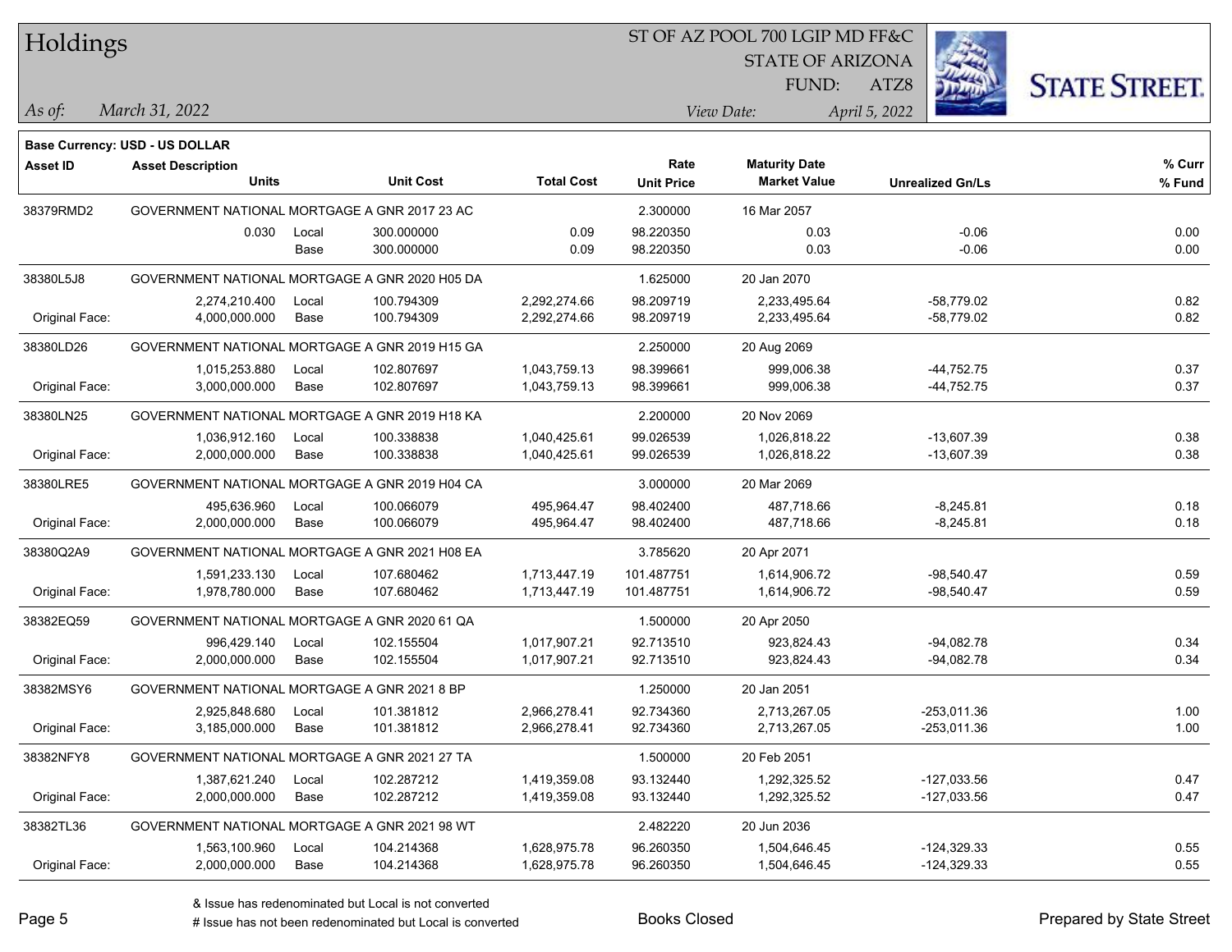# Holdings

ST OF AZ POOL 700 LGIP MD FF&C
STATE OF ARIZONA
FUND: ATZ8

*As of:* *March 31, 2022*
*View Date:* *April 5, 2022*

**Base Currency: USD - US DOLLAR**

| Asset ID | Asset Description / Units | | Unit Cost | Total Cost | Rate / Unit Price | Maturity Date / Market Value | Unrealized Gn/Ls | % Curr / % Fund |
|---|---|---|---|---|---|---|---|---|
| 38379RMD2 | GOVERNMENT NATIONAL MORTGAGE A GNR 2017 23 AC | | | | 2.300000 | 16 Mar 2057 | | |
| | 0.030 | Local | 300.000000 | 0.09 | 98.220350 | 0.03 | -0.06 | 0.00 |
| | | Base | 300.000000 | 0.09 | 98.220350 | 0.03 | -0.06 | 0.00 |
| 38380L5J8 | GOVERNMENT NATIONAL MORTGAGE A GNR 2020 H05 DA | | | | 1.625000 | 20 Jan 2070 | | |
| | 2,274,210.400 | Local | 100.794309 | 2,292,274.66 | 98.209719 | 2,233,495.64 | -58,779.02 | 0.82 |
| Original Face: | 4,000,000.000 | Base | 100.794309 | 2,292,274.66 | 98.209719 | 2,233,495.64 | -58,779.02 | 0.82 |
| 38380LD26 | GOVERNMENT NATIONAL MORTGAGE A GNR 2019 H15 GA | | | | 2.250000 | 20 Aug 2069 | | |
| | 1,015,253.880 | Local | 102.807697 | 1,043,759.13 | 98.399661 | 999,006.38 | -44,752.75 | 0.37 |
| Original Face: | 3,000,000.000 | Base | 102.807697 | 1,043,759.13 | 98.399661 | 999,006.38 | -44,752.75 | 0.37 |
| 38380LN25 | GOVERNMENT NATIONAL MORTGAGE A GNR 2019 H18 KA | | | | 2.200000 | 20 Nov 2069 | | |
| | 1,036,912.160 | Local | 100.338838 | 1,040,425.61 | 99.026539 | 1,026,818.22 | -13,607.39 | 0.38 |
| Original Face: | 2,000,000.000 | Base | 100.338838 | 1,040,425.61 | 99.026539 | 1,026,818.22 | -13,607.39 | 0.38 |
| 38380LRE5 | GOVERNMENT NATIONAL MORTGAGE A GNR 2019 H04 CA | | | | 3.000000 | 20 Mar 2069 | | |
| | 495,636.960 | Local | 100.066079 | 495,964.47 | 98.402400 | 487,718.66 | -8,245.81 | 0.18 |
| Original Face: | 2,000,000.000 | Base | 100.066079 | 495,964.47 | 98.402400 | 487,718.66 | -8,245.81 | 0.18 |
| 38380Q2A9 | GOVERNMENT NATIONAL MORTGAGE A GNR 2021 H08 EA | | | | 3.785620 | 20 Apr 2071 | | |
| | 1,591,233.130 | Local | 107.680462 | 1,713,447.19 | 101.487751 | 1,614,906.72 | -98,540.47 | 0.59 |
| Original Face: | 1,978,780.000 | Base | 107.680462 | 1,713,447.19 | 101.487751 | 1,614,906.72 | -98,540.47 | 0.59 |
| 38382EQ59 | GOVERNMENT NATIONAL MORTGAGE A GNR 2020 61 QA | | | | 1.500000 | 20 Apr 2050 | | |
| | 996,429.140 | Local | 102.155504 | 1,017,907.21 | 92.713510 | 923,824.43 | -94,082.78 | 0.34 |
| Original Face: | 2,000,000.000 | Base | 102.155504 | 1,017,907.21 | 92.713510 | 923,824.43 | -94,082.78 | 0.34 |
| 38382MSY6 | GOVERNMENT NATIONAL MORTGAGE A GNR 2021 8 BP | | | | 1.250000 | 20 Jan 2051 | | |
| | 2,925,848.680 | Local | 101.381812 | 2,966,278.41 | 92.734360 | 2,713,267.05 | -253,011.36 | 1.00 |
| Original Face: | 3,185,000.000 | Base | 101.381812 | 2,966,278.41 | 92.734360 | 2,713,267.05 | -253,011.36 | 1.00 |
| 38382NFY8 | GOVERNMENT NATIONAL MORTGAGE A GNR 2021 27 TA | | | | 1.500000 | 20 Feb 2051 | | |
| | 1,387,621.240 | Local | 102.287212 | 1,419,359.08 | 93.132440 | 1,292,325.52 | -127,033.56 | 0.47 |
| Original Face: | 2,000,000.000 | Base | 102.287212 | 1,419,359.08 | 93.132440 | 1,292,325.52 | -127,033.56 | 0.47 |
| 38382TL36 | GOVERNMENT NATIONAL MORTGAGE A GNR 2021 98 WT | | | | 2.482220 | 20 Jun 2036 | | |
| | 1,563,100.960 | Local | 104.214368 | 1,628,975.78 | 96.260350 | 1,504,646.45 | -124,329.33 | 0.55 |
| Original Face: | 2,000,000.000 | Base | 104.214368 | 1,628,975.78 | 96.260350 | 1,504,646.45 | -124,329.33 | 0.55 |

& Issue has redenominated but Local is not converted
# Issue has not been redenominated but Local is converted

Books Closed

Prepared by State Street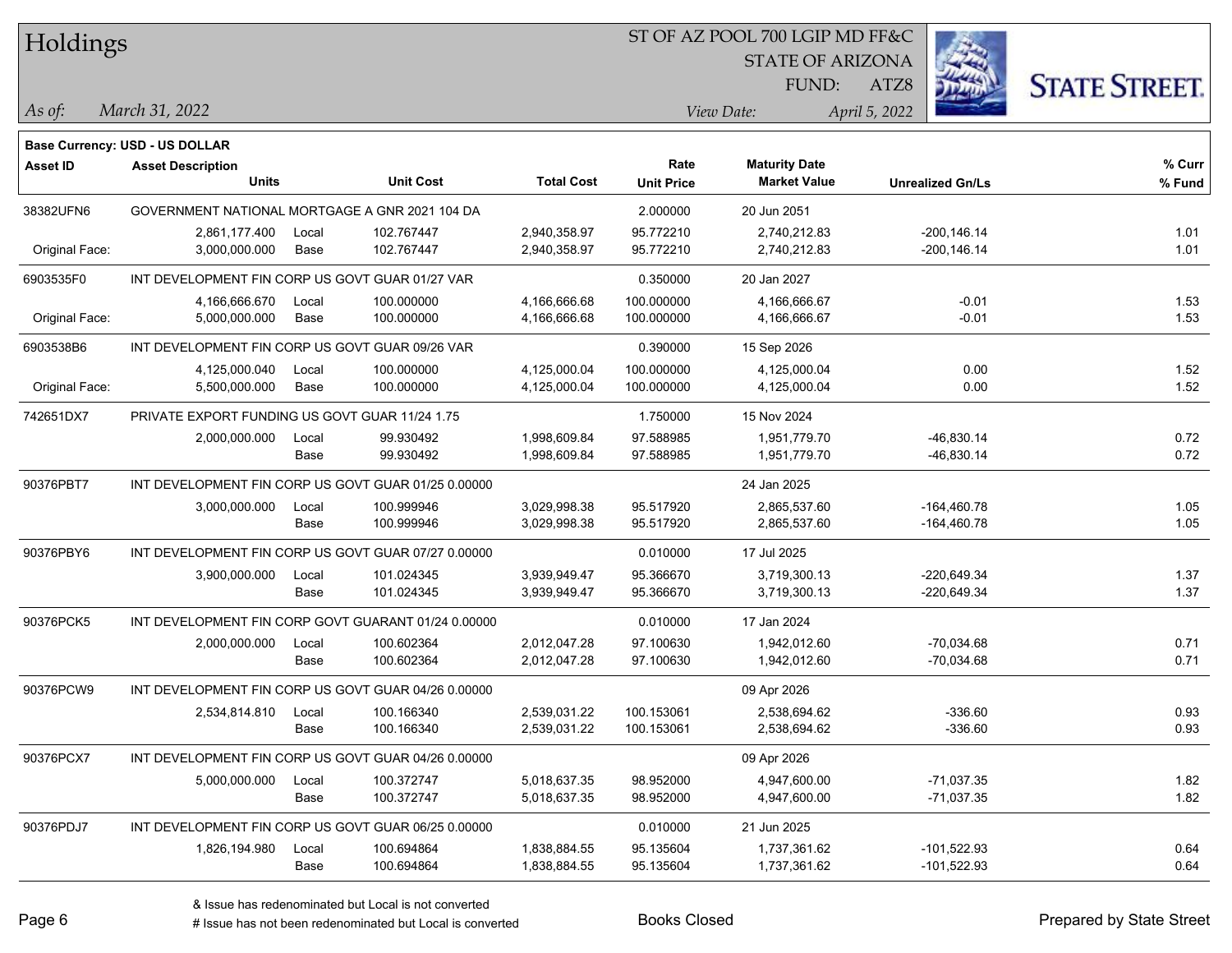# Holdings

ST OF AZ POOL 700 LGIP MD FF&C
STATE OF ARIZONA
FUND: ATZ8

*As of:* *March 31, 2022*
*View Date:* *April 5, 2022*

**Base Currency: USD - US DOLLAR**

| Asset ID | Asset Description / Units | | Unit Cost | Total Cost | Rate / Unit Price | Maturity Date / Market Value | Unrealized Gn/Ls | % Curr / % Fund |
|---|---|---|---|---|---|---|---|---|
| 38382UFN6 | GOVERNMENT NATIONAL MORTGAGE A GNR 2021 104 DA | | | | 2.000000 | 20 Jun 2051 | | |
| | 2,861,177.400 | Local | 102.767447 | 2,940,358.97 | 95.772210 | 2,740,212.83 | -200,146.14 | 1.01 |
| Original Face: | 3,000,000.000 | Base | 102.767447 | 2,940,358.97 | 95.772210 | 2,740,212.83 | -200,146.14 | 1.01 |
| 6903535F0 | INT DEVELOPMENT FIN CORP US GOVT GUAR 01/27 VAR | | | | 0.350000 | 20 Jan 2027 | | |
| | 4,166,666.670 | Local | 100.000000 | 4,166,666.68 | 100.000000 | 4,166,666.67 | -0.01 | 1.53 |
| Original Face: | 5,000,000.000 | Base | 100.000000 | 4,166,666.68 | 100.000000 | 4,166,666.67 | -0.01 | 1.53 |
| 6903538B6 | INT DEVELOPMENT FIN CORP US GOVT GUAR 09/26 VAR | | | | 0.390000 | 15 Sep 2026 | | |
| | 4,125,000.040 | Local | 100.000000 | 4,125,000.04 | 100.000000 | 4,125,000.04 | 0.00 | 1.52 |
| Original Face: | 5,500,000.000 | Base | 100.000000 | 4,125,000.04 | 100.000000 | 4,125,000.04 | 0.00 | 1.52 |
| 742651DX7 | PRIVATE EXPORT FUNDING US GOVT GUAR 11/24 1.75 | | | | 1.750000 | 15 Nov 2024 | | |
| | 2,000,000.000 | Local | 99.930492 | 1,998,609.84 | 97.588985 | 1,951,779.70 | -46,830.14 | 0.72 |
| | | Base | 99.930492 | 1,998,609.84 | 97.588985 | 1,951,779.70 | -46,830.14 | 0.72 |
| 90376PBT7 | INT DEVELOPMENT FIN CORP US GOVT GUAR 01/25 0.00000 | | | | | 24 Jan 2025 | | |
| | 3,000,000.000 | Local | 100.999946 | 3,029,998.38 | 95.517920 | 2,865,537.60 | -164,460.78 | 1.05 |
| | | Base | 100.999946 | 3,029,998.38 | 95.517920 | 2,865,537.60 | -164,460.78 | 1.05 |
| 90376PBY6 | INT DEVELOPMENT FIN CORP US GOVT GUAR 07/27 0.00000 | | | | 0.010000 | 17 Jul 2025 | | |
| | 3,900,000.000 | Local | 101.024345 | 3,939,949.47 | 95.366670 | 3,719,300.13 | -220,649.34 | 1.37 |
| | | Base | 101.024345 | 3,939,949.47 | 95.366670 | 3,719,300.13 | -220,649.34 | 1.37 |
| 90376PCK5 | INT DEVELOPMENT FIN CORP GOVT GUARANT 01/24 0.00000 | | | | 0.010000 | 17 Jan 2024 | | |
| | 2,000,000.000 | Local | 100.602364 | 2,012,047.28 | 97.100630 | 1,942,012.60 | -70,034.68 | 0.71 |
| | | Base | 100.602364 | 2,012,047.28 | 97.100630 | 1,942,012.60 | -70,034.68 | 0.71 |
| 90376PCW9 | INT DEVELOPMENT FIN CORP US GOVT GUAR 04/26 0.00000 | | | | | 09 Apr 2026 | | |
| | 2,534,814.810 | Local | 100.166340 | 2,539,031.22 | 100.153061 | 2,538,694.62 | -336.60 | 0.93 |
| | | Base | 100.166340 | 2,539,031.22 | 100.153061 | 2,538,694.62 | -336.60 | 0.93 |
| 90376PCX7 | INT DEVELOPMENT FIN CORP US GOVT GUAR 04/26 0.00000 | | | | | 09 Apr 2026 | | |
| | 5,000,000.000 | Local | 100.372747 | 5,018,637.35 | 98.952000 | 4,947,600.00 | -71,037.35 | 1.82 |
| | | Base | 100.372747 | 5,018,637.35 | 98.952000 | 4,947,600.00 | -71,037.35 | 1.82 |
| 90376PDJ7 | INT DEVELOPMENT FIN CORP US GOVT GUAR 06/25 0.00000 | | | | 0.010000 | 21 Jun 2025 | | |
| | 1,826,194.980 | Local | 100.694864 | 1,838,884.55 | 95.135604 | 1,737,361.62 | -101,522.93 | 0.64 |
| | | Base | 100.694864 | 1,838,884.55 | 95.135604 | 1,737,361.62 | -101,522.93 | 0.64 |

& Issue has redenominated but Local is not converted
# Issue has not been redenominated but Local is converted

Books Closed

Prepared by State Street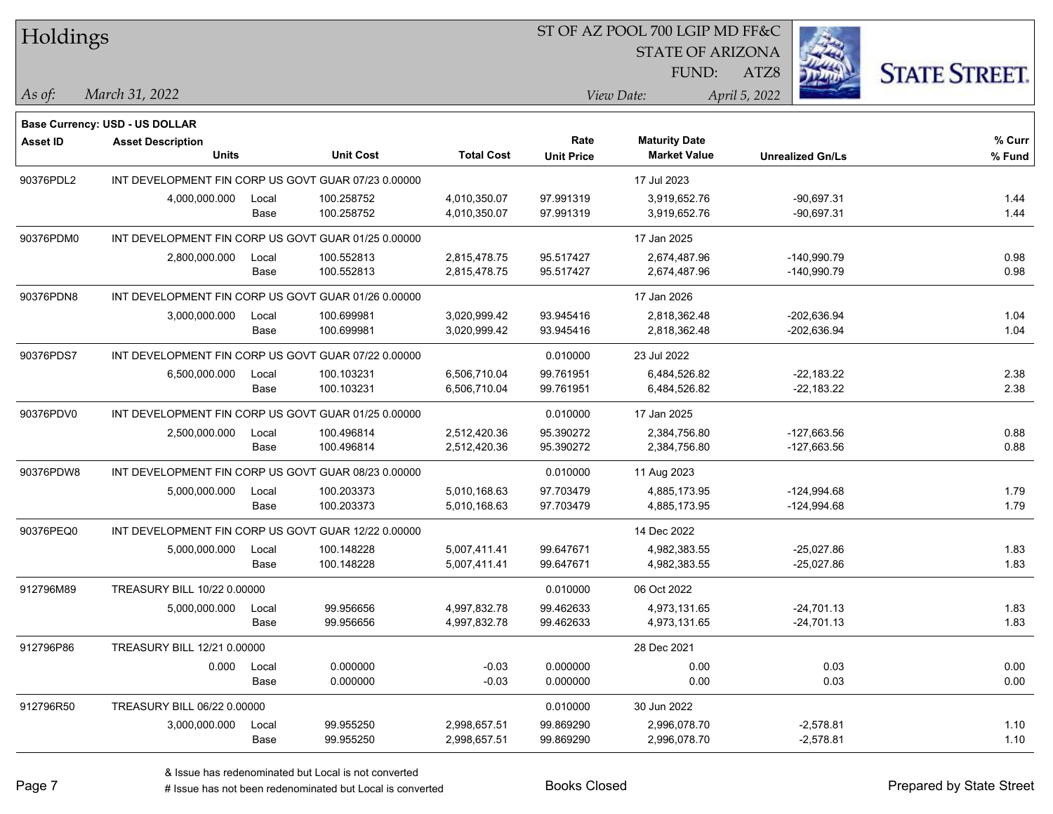# Holdings

ST OF AZ POOL 700 LGIP MD FF&C
STATE OF ARIZONA
FUND: ATZ8

*As of:* *March 31, 2022*

*View Date:* *April 5, 2022*

**Base Currency: USD - US DOLLAR**

| Asset ID | Asset Description Units | | Unit Cost | Total Cost | Rate Unit Price | Maturity Date Market Value | Unrealized Gn/Ls | % Curr % Fund |
|---|---|---|---|---|---|---|---|---|
| 90376PDL2 | INT DEVELOPMENT FIN CORP US GOVT GUAR 07/23 0.00000 | | | | | 17 Jul 2023 | | |
| | 4,000,000.000 | Local | 100.258752 | 4,010,350.07 | 97.991319 | 3,919,652.76 | -90,697.31 | 1.44 |
| | | Base | 100.258752 | 4,010,350.07 | 97.991319 | 3,919,652.76 | -90,697.31 | 1.44 |
| 90376PDM0 | INT DEVELOPMENT FIN CORP US GOVT GUAR 01/25 0.00000 | | | | | 17 Jan 2025 | | |
| | 2,800,000.000 | Local | 100.552813 | 2,815,478.75 | 95.517427 | 2,674,487.96 | -140,990.79 | 0.98 |
| | | Base | 100.552813 | 2,815,478.75 | 95.517427 | 2,674,487.96 | -140,990.79 | 0.98 |
| 90376PDN8 | INT DEVELOPMENT FIN CORP US GOVT GUAR 01/26 0.00000 | | | | | 17 Jan 2026 | | |
| | 3,000,000.000 | Local | 100.699981 | 3,020,999.42 | 93.945416 | 2,818,362.48 | -202,636.94 | 1.04 |
| | | Base | 100.699981 | 3,020,999.42 | 93.945416 | 2,818,362.48 | -202,636.94 | 1.04 |
| 90376PDS7 | INT DEVELOPMENT FIN CORP US GOVT GUAR 07/22 0.00000 | | | | 0.010000 | 23 Jul 2022 | | |
| | 6,500,000.000 | Local | 100.103231 | 6,506,710.04 | 99.761951 | 6,484,526.82 | -22,183.22 | 2.38 |
| | | Base | 100.103231 | 6,506,710.04 | 99.761951 | 6,484,526.82 | -22,183.22 | 2.38 |
| 90376PDV0 | INT DEVELOPMENT FIN CORP US GOVT GUAR 01/25 0.00000 | | | | 0.010000 | 17 Jan 2025 | | |
| | 2,500,000.000 | Local | 100.496814 | 2,512,420.36 | 95.390272 | 2,384,756.80 | -127,663.56 | 0.88 |
| | | Base | 100.496814 | 2,512,420.36 | 95.390272 | 2,384,756.80 | -127,663.56 | 0.88 |
| 90376PDW8 | INT DEVELOPMENT FIN CORP US GOVT GUAR 08/23 0.00000 | | | | 0.010000 | 11 Aug 2023 | | |
| | 5,000,000.000 | Local | 100.203373 | 5,010,168.63 | 97.703479 | 4,885,173.95 | -124,994.68 | 1.79 |
| | | Base | 100.203373 | 5,010,168.63 | 97.703479 | 4,885,173.95 | -124,994.68 | 1.79 |
| 90376PEQ0 | INT DEVELOPMENT FIN CORP US GOVT GUAR 12/22 0.00000 | | | | | 14 Dec 2022 | | |
| | 5,000,000.000 | Local | 100.148228 | 5,007,411.41 | 99.647671 | 4,982,383.55 | -25,027.86 | 1.83 |
| | | Base | 100.148228 | 5,007,411.41 | 99.647671 | 4,982,383.55 | -25,027.86 | 1.83 |
| 912796M89 | TREASURY BILL 10/22 0.00000 | | | | 0.010000 | 06 Oct 2022 | | |
| | 5,000,000.000 | Local | 99.956656 | 4,997,832.78 | 99.462633 | 4,973,131.65 | -24,701.13 | 1.83 |
| | | Base | 99.956656 | 4,997,832.78 | 99.462633 | 4,973,131.65 | -24,701.13 | 1.83 |
| 912796P86 | TREASURY BILL 12/21 0.00000 | | | | | 28 Dec 2021 | | |
| | 0.000 | Local | 0.000000 | -0.03 | 0.000000 | 0.00 | 0.03 | 0.00 |
| | | Base | 0.000000 | -0.03 | 0.000000 | 0.00 | 0.03 | 0.00 |
| 912796R50 | TREASURY BILL 06/22 0.00000 | | | | 0.010000 | 30 Jun 2022 | | |
| | 3,000,000.000 | Local | 99.955250 | 2,998,657.51 | 99.869290 | 2,996,078.70 | -2,578.81 | 1.10 |
| | | Base | 99.955250 | 2,998,657.51 | 99.869290 | 2,996,078.70 | -2,578.81 | 1.10 |

& Issue has redenominated but Local is not converted
# Issue has not been redenominated but Local is converted

Books Closed

Prepared by State Street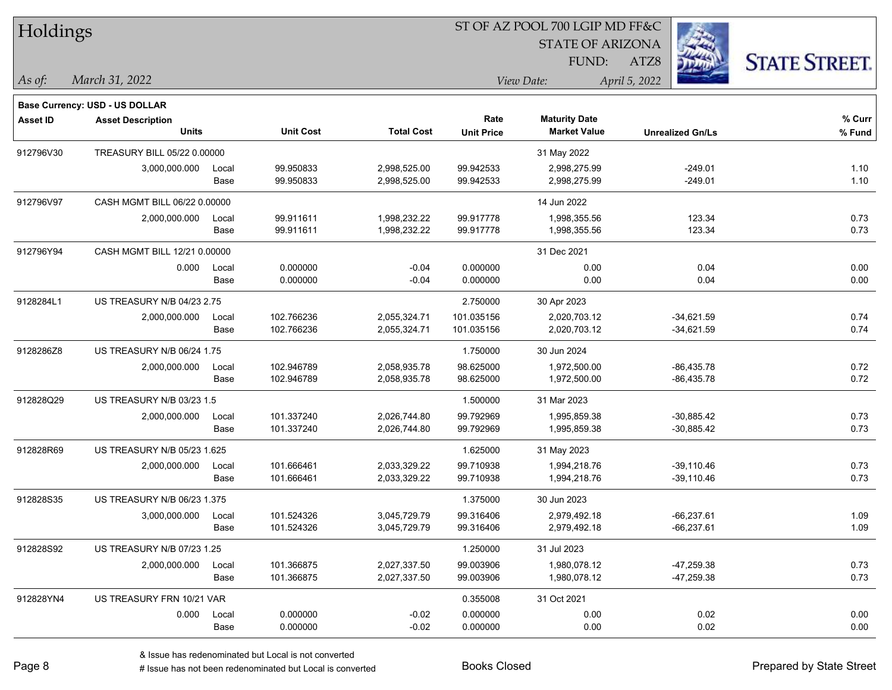# Holdings

ST OF AZ POOL 700 LGIP MD FF&C
STATE OF ARIZONA
FUND: ATZ8

*As of:* *March 31, 2022*

*View Date:* *April 5, 2022*

**Base Currency: USD - US DOLLAR**

| Asset ID | Asset Description / Units | | Unit Cost | Total Cost | Rate / Unit Price | Maturity Date / Market Value | Unrealized Gn/Ls | % Curr / % Fund |
|---|---|---|---|---|---|---|---|---|
| 912796V30 | TREASURY BILL 05/22 0.00000 | | | | | 31 May 2022 | | |
| | 3,000,000.000 | Local | 99.950833 | 2,998,525.00 | 99.942533 | 2,998,275.99 | -249.01 | 1.10 |
| | | Base | 99.950833 | 2,998,525.00 | 99.942533 | 2,998,275.99 | -249.01 | 1.10 |
| 912796V97 | CASH MGMT BILL 06/22 0.00000 | | | | | 14 Jun 2022 | | |
| | 2,000,000.000 | Local | 99.911611 | 1,998,232.22 | 99.917778 | 1,998,355.56 | 123.34 | 0.73 |
| | | Base | 99.911611 | 1,998,232.22 | 99.917778 | 1,998,355.56 | 123.34 | 0.73 |
| 912796Y94 | CASH MGMT BILL 12/21 0.00000 | | | | | 31 Dec 2021 | | |
| | 0.000 | Local | 0.000000 | -0.04 | 0.000000 | 0.00 | 0.04 | 0.00 |
| | | Base | 0.000000 | -0.04 | 0.000000 | 0.00 | 0.04 | 0.00 |
| 9128284L1 | US TREASURY N/B 04/23 2.75 | | | | 2.750000 | 30 Apr 2023 | | |
| | 2,000,000.000 | Local | 102.766236 | 2,055,324.71 | 101.035156 | 2,020,703.12 | -34,621.59 | 0.74 |
| | | Base | 102.766236 | 2,055,324.71 | 101.035156 | 2,020,703.12 | -34,621.59 | 0.74 |
| 9128286Z8 | US TREASURY N/B 06/24 1.75 | | | | 1.750000 | 30 Jun 2024 | | |
| | 2,000,000.000 | Local | 102.946789 | 2,058,935.78 | 98.625000 | 1,972,500.00 | -86,435.78 | 0.72 |
| | | Base | 102.946789 | 2,058,935.78 | 98.625000 | 1,972,500.00 | -86,435.78 | 0.72 |
| 912828Q29 | US TREASURY N/B 03/23 1.5 | | | | 1.500000 | 31 Mar 2023 | | |
| | 2,000,000.000 | Local | 101.337240 | 2,026,744.80 | 99.792969 | 1,995,859.38 | -30,885.42 | 0.73 |
| | | Base | 101.337240 | 2,026,744.80 | 99.792969 | 1,995,859.38 | -30,885.42 | 0.73 |
| 912828R69 | US TREASURY N/B 05/23 1.625 | | | | 1.625000 | 31 May 2023 | | |
| | 2,000,000.000 | Local | 101.666461 | 2,033,329.22 | 99.710938 | 1,994,218.76 | -39,110.46 | 0.73 |
| | | Base | 101.666461 | 2,033,329.22 | 99.710938 | 1,994,218.76 | -39,110.46 | 0.73 |
| 912828S35 | US TREASURY N/B 06/23 1.375 | | | | 1.375000 | 30 Jun 2023 | | |
| | 3,000,000.000 | Local | 101.524326 | 3,045,729.79 | 99.316406 | 2,979,492.18 | -66,237.61 | 1.09 |
| | | Base | 101.524326 | 3,045,729.79 | 99.316406 | 2,979,492.18 | -66,237.61 | 1.09 |
| 912828S92 | US TREASURY N/B 07/23 1.25 | | | | 1.250000 | 31 Jul 2023 | | |
| | 2,000,000.000 | Local | 101.366875 | 2,027,337.50 | 99.003906 | 1,980,078.12 | -47,259.38 | 0.73 |
| | | Base | 101.366875 | 2,027,337.50 | 99.003906 | 1,980,078.12 | -47,259.38 | 0.73 |
| 912828YN4 | US TREASURY FRN 10/21 VAR | | | | 0.355008 | 31 Oct 2021 | | |
| | 0.000 | Local | 0.000000 | -0.02 | 0.000000 | 0.00 | 0.02 | 0.00 |
| | | Base | 0.000000 | -0.02 | 0.000000 | 0.00 | 0.02 | 0.00 |

& Issue has redenominated but Local is not converted
# Issue has not been redenominated but Local is converted

Books Closed

Prepared by State Street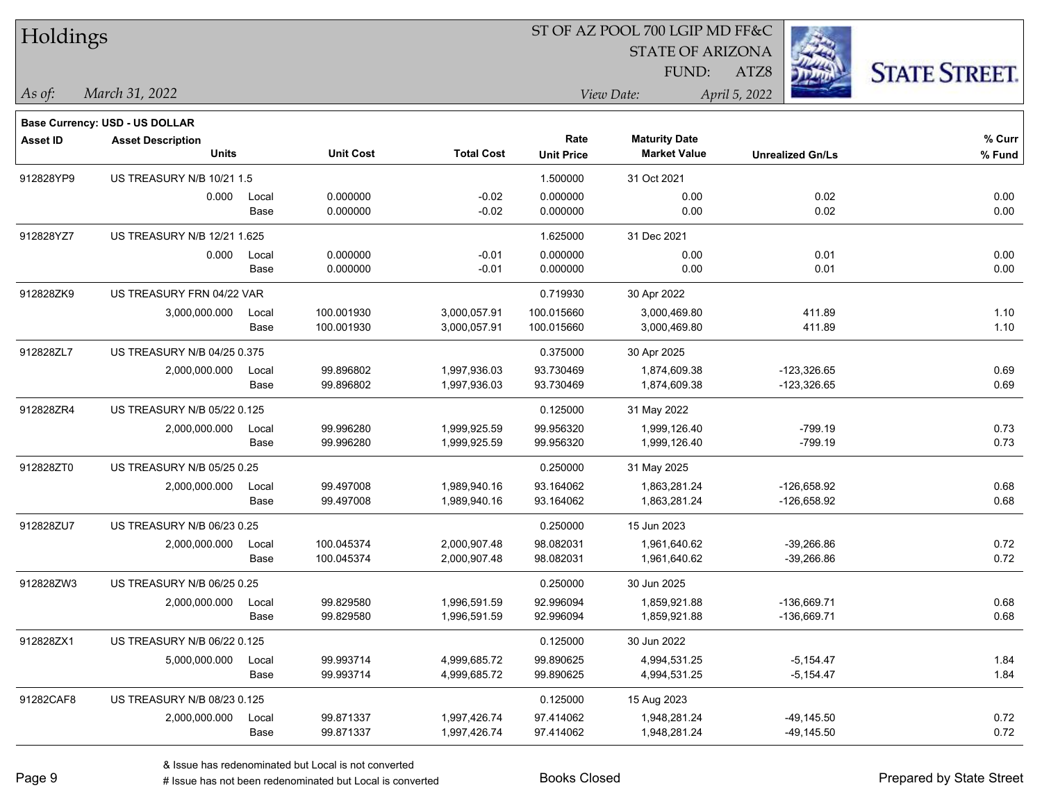# Holdings

ST OF AZ POOL 700 LGIP MD FF&C
STATE OF ARIZONA
FUND: ATZ8

*As of:* *March 31, 2022*
*View Date:* *April 5, 2022*

**Base Currency: USD - US DOLLAR**

| Asset ID | Asset Description / Units | | Unit Cost | Total Cost | Rate / Unit Price | Maturity Date / Market Value | Unrealized Gn/Ls | % Curr / % Fund |
|---|---|---|---|---|---|---|---|---|
| 912828YP9 | US TREASURY N/B 10/21 1.5 | | | | 1.500000 | 31 Oct 2021 | | |
| | 0.000 | Local | 0.000000 | -0.02 | 0.000000 | 0.00 | 0.02 | 0.00 |
| | | Base | 0.000000 | -0.02 | 0.000000 | 0.00 | 0.02 | 0.00 |
| 912828YZ7 | US TREASURY N/B 12/21 1.625 | | | | 1.625000 | 31 Dec 2021 | | |
| | 0.000 | Local | 0.000000 | -0.01 | 0.000000 | 0.00 | 0.01 | 0.00 |
| | | Base | 0.000000 | -0.01 | 0.000000 | 0.00 | 0.01 | 0.00 |
| 912828ZK9 | US TREASURY FRN 04/22 VAR | | | | 0.719930 | 30 Apr 2022 | | |
| | 3,000,000.000 | Local | 100.001930 | 3,000,057.91 | 100.015660 | 3,000,469.80 | 411.89 | 1.10 |
| | | Base | 100.001930 | 3,000,057.91 | 100.015660 | 3,000,469.80 | 411.89 | 1.10 |
| 912828ZL7 | US TREASURY N/B 04/25 0.375 | | | | 0.375000 | 30 Apr 2025 | | |
| | 2,000,000.000 | Local | 99.896802 | 1,997,936.03 | 93.730469 | 1,874,609.38 | -123,326.65 | 0.69 |
| | | Base | 99.896802 | 1,997,936.03 | 93.730469 | 1,874,609.38 | -123,326.65 | 0.69 |
| 912828ZR4 | US TREASURY N/B 05/22 0.125 | | | | 0.125000 | 31 May 2022 | | |
| | 2,000,000.000 | Local | 99.996280 | 1,999,925.59 | 99.956320 | 1,999,126.40 | -799.19 | 0.73 |
| | | Base | 99.996280 | 1,999,925.59 | 99.956320 | 1,999,126.40 | -799.19 | 0.73 |
| 912828ZT0 | US TREASURY N/B 05/25 0.25 | | | | 0.250000 | 31 May 2025 | | |
| | 2,000,000.000 | Local | 99.497008 | 1,989,940.16 | 93.164062 | 1,863,281.24 | -126,658.92 | 0.68 |
| | | Base | 99.497008 | 1,989,940.16 | 93.164062 | 1,863,281.24 | -126,658.92 | 0.68 |
| 912828ZU7 | US TREASURY N/B 06/23 0.25 | | | | 0.250000 | 15 Jun 2023 | | |
| | 2,000,000.000 | Local | 100.045374 | 2,000,907.48 | 98.082031 | 1,961,640.62 | -39,266.86 | 0.72 |
| | | Base | 100.045374 | 2,000,907.48 | 98.082031 | 1,961,640.62 | -39,266.86 | 0.72 |
| 912828ZW3 | US TREASURY N/B 06/25 0.25 | | | | 0.250000 | 30 Jun 2025 | | |
| | 2,000,000.000 | Local | 99.829580 | 1,996,591.59 | 92.996094 | 1,859,921.88 | -136,669.71 | 0.68 |
| | | Base | 99.829580 | 1,996,591.59 | 92.996094 | 1,859,921.88 | -136,669.71 | 0.68 |
| 912828ZX1 | US TREASURY N/B 06/22 0.125 | | | | 0.125000 | 30 Jun 2022 | | |
| | 5,000,000.000 | Local | 99.993714 | 4,999,685.72 | 99.890625 | 4,994,531.25 | -5,154.47 | 1.84 |
| | | Base | 99.993714 | 4,999,685.72 | 99.890625 | 4,994,531.25 | -5,154.47 | 1.84 |
| 91282CAF8 | US TREASURY N/B 08/23 0.125 | | | | 0.125000 | 15 Aug 2023 | | |
| | 2,000,000.000 | Local | 99.871337 | 1,997,426.74 | 97.414062 | 1,948,281.24 | -49,145.50 | 0.72 |
| | | Base | 99.871337 | 1,997,426.74 | 97.414062 | 1,948,281.24 | -49,145.50 | 0.72 |

& Issue has redenominated but Local is not converted
# Issue has not been redenominated but Local is converted

Books Closed

Prepared by State Street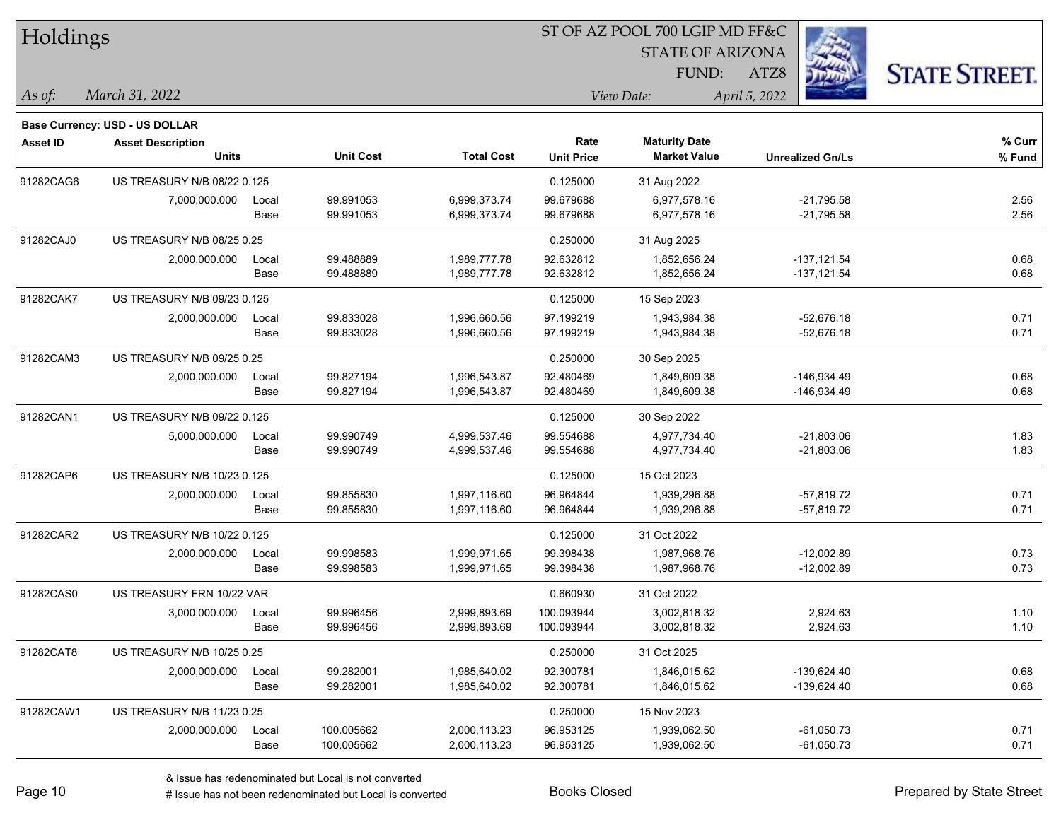# Holdings

ST OF AZ POOL 700 LGIP MD FF&C
STATE OF ARIZONA
FUND: ATZ8

*As of:* *March 31, 2022*
*View Date:* *April 5, 2022*

**Base Currency: USD - US DOLLAR**

| Asset ID | Asset Description / Units | | Unit Cost | Total Cost | Rate / Unit Price | Maturity Date / Market Value | Unrealized Gn/Ls | % Curr / % Fund |
|---|---|---|---|---|---|---|---|---|
| 91282CAG6 | US TREASURY N/B 08/22 0.125 | | | | 0.125000 | 31 Aug 2022 | | |
| | 7,000,000.000 | Local | 99.991053 | 6,999,373.74 | 99.679688 | 6,977,578.16 | -21,795.58 | 2.56 |
| | | Base | 99.991053 | 6,999,373.74 | 99.679688 | 6,977,578.16 | -21,795.58 | 2.56 |
| 91282CAJ0 | US TREASURY N/B 08/25 0.25 | | | | 0.250000 | 31 Aug 2025 | | |
| | 2,000,000.000 | Local | 99.488889 | 1,989,777.78 | 92.632812 | 1,852,656.24 | -137,121.54 | 0.68 |
| | | Base | 99.488889 | 1,989,777.78 | 92.632812 | 1,852,656.24 | -137,121.54 | 0.68 |
| 91282CAK7 | US TREASURY N/B 09/23 0.125 | | | | 0.125000 | 15 Sep 2023 | | |
| | 2,000,000.000 | Local | 99.833028 | 1,996,660.56 | 97.199219 | 1,943,984.38 | -52,676.18 | 0.71 |
| | | Base | 99.833028 | 1,996,660.56 | 97.199219 | 1,943,984.38 | -52,676.18 | 0.71 |
| 91282CAM3 | US TREASURY N/B 09/25 0.25 | | | | 0.250000 | 30 Sep 2025 | | |
| | 2,000,000.000 | Local | 99.827194 | 1,996,543.87 | 92.480469 | 1,849,609.38 | -146,934.49 | 0.68 |
| | | Base | 99.827194 | 1,996,543.87 | 92.480469 | 1,849,609.38 | -146,934.49 | 0.68 |
| 91282CAN1 | US TREASURY N/B 09/22 0.125 | | | | 0.125000 | 30 Sep 2022 | | |
| | 5,000,000.000 | Local | 99.990749 | 4,999,537.46 | 99.554688 | 4,977,734.40 | -21,803.06 | 1.83 |
| | | Base | 99.990749 | 4,999,537.46 | 99.554688 | 4,977,734.40 | -21,803.06 | 1.83 |
| 91282CAP6 | US TREASURY N/B 10/23 0.125 | | | | 0.125000 | 15 Oct 2023 | | |
| | 2,000,000.000 | Local | 99.855830 | 1,997,116.60 | 96.964844 | 1,939,296.88 | -57,819.72 | 0.71 |
| | | Base | 99.855830 | 1,997,116.60 | 96.964844 | 1,939,296.88 | -57,819.72 | 0.71 |
| 91282CAR2 | US TREASURY N/B 10/22 0.125 | | | | 0.125000 | 31 Oct 2022 | | |
| | 2,000,000.000 | Local | 99.998583 | 1,999,971.65 | 99.398438 | 1,987,968.76 | -12,002.89 | 0.73 |
| | | Base | 99.998583 | 1,999,971.65 | 99.398438 | 1,987,968.76 | -12,002.89 | 0.73 |
| 91282CAS0 | US TREASURY FRN 10/22 VAR | | | | 0.660930 | 31 Oct 2022 | | |
| | 3,000,000.000 | Local | 99.996456 | 2,999,893.69 | 100.093944 | 3,002,818.32 | 2,924.63 | 1.10 |
| | | Base | 99.996456 | 2,999,893.69 | 100.093944 | 3,002,818.32 | 2,924.63 | 1.10 |
| 91282CAT8 | US TREASURY N/B 10/25 0.25 | | | | 0.250000 | 31 Oct 2025 | | |
| | 2,000,000.000 | Local | 99.282001 | 1,985,640.02 | 92.300781 | 1,846,015.62 | -139,624.40 | 0.68 |
| | | Base | 99.282001 | 1,985,640.02 | 92.300781 | 1,846,015.62 | -139,624.40 | 0.68 |
| 91282CAW1 | US TREASURY N/B 11/23 0.25 | | | | 0.250000 | 15 Nov 2023 | | |
| | 2,000,000.000 | Local | 100.005662 | 2,000,113.23 | 96.953125 | 1,939,062.50 | -61,050.73 | 0.71 |
| | | Base | 100.005662 | 2,000,113.23 | 96.953125 | 1,939,062.50 | -61,050.73 | 0.71 |

& Issue has redenominated but Local is not converted
# Issue has not been redenominated but Local is converted

Books Closed

Prepared by State Street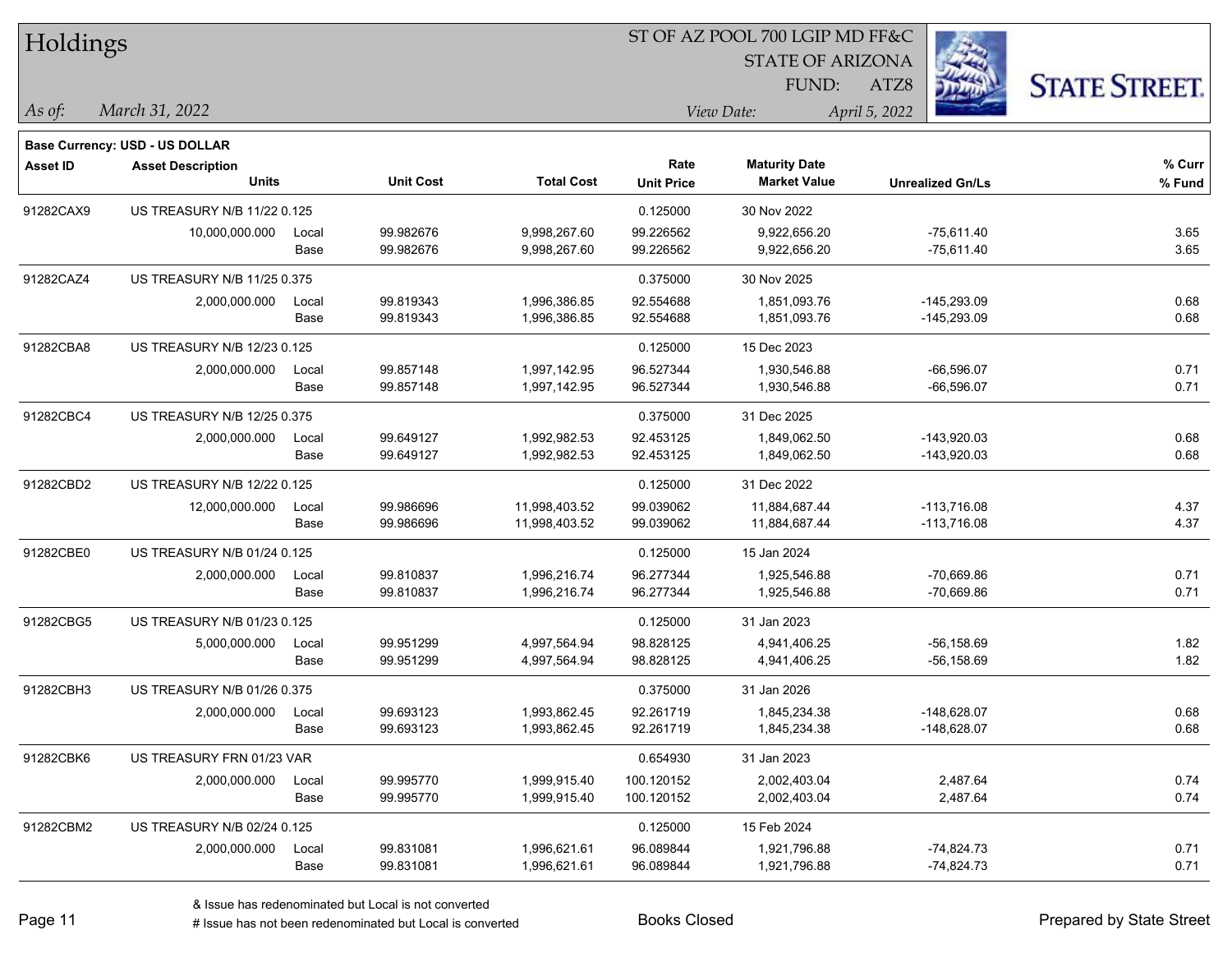# Holdings

ST OF AZ POOL 700 LGIP MD FF&C
STATE OF ARIZONA
FUND: ATZ8

*As of:* *March 31, 2022*

*View Date:* *April 5, 2022*

**Base Currency: USD - US DOLLAR**

| Asset ID | Asset Description / Units | | Unit Cost | Total Cost | Rate / Unit Price | Maturity Date / Market Value | Unrealized Gn/Ls | % Curr / % Fund |
|---|---|---|---|---|---|---|---|---|
| 91282CAX9 | US TREASURY N/B 11/22 0.125 | | | | 0.125000 | 30 Nov 2022 | | |
| | 10,000,000.000 | Local | 99.982676 | 9,998,267.60 | 99.226562 | 9,922,656.20 | -75,611.40 | 3.65 |
| | | Base | 99.982676 | 9,998,267.60 | 99.226562 | 9,922,656.20 | -75,611.40 | 3.65 |
| 91282CAZ4 | US TREASURY N/B 11/25 0.375 | | | | 0.375000 | 30 Nov 2025 | | |
| | 2,000,000.000 | Local | 99.819343 | 1,996,386.85 | 92.554688 | 1,851,093.76 | -145,293.09 | 0.68 |
| | | Base | 99.819343 | 1,996,386.85 | 92.554688 | 1,851,093.76 | -145,293.09 | 0.68 |
| 91282CBA8 | US TREASURY N/B 12/23 0.125 | | | | 0.125000 | 15 Dec 2023 | | |
| | 2,000,000.000 | Local | 99.857148 | 1,997,142.95 | 96.527344 | 1,930,546.88 | -66,596.07 | 0.71 |
| | | Base | 99.857148 | 1,997,142.95 | 96.527344 | 1,930,546.88 | -66,596.07 | 0.71 |
| 91282CBC4 | US TREASURY N/B 12/25 0.375 | | | | 0.375000 | 31 Dec 2025 | | |
| | 2,000,000.000 | Local | 99.649127 | 1,992,982.53 | 92.453125 | 1,849,062.50 | -143,920.03 | 0.68 |
| | | Base | 99.649127 | 1,992,982.53 | 92.453125 | 1,849,062.50 | -143,920.03 | 0.68 |
| 91282CBD2 | US TREASURY N/B 12/22 0.125 | | | | 0.125000 | 31 Dec 2022 | | |
| | 12,000,000.000 | Local | 99.986696 | 11,998,403.52 | 99.039062 | 11,884,687.44 | -113,716.08 | 4.37 |
| | | Base | 99.986696 | 11,998,403.52 | 99.039062 | 11,884,687.44 | -113,716.08 | 4.37 |
| 91282CBE0 | US TREASURY N/B 01/24 0.125 | | | | 0.125000 | 15 Jan 2024 | | |
| | 2,000,000.000 | Local | 99.810837 | 1,996,216.74 | 96.277344 | 1,925,546.88 | -70,669.86 | 0.71 |
| | | Base | 99.810837 | 1,996,216.74 | 96.277344 | 1,925,546.88 | -70,669.86 | 0.71 |
| 91282CBG5 | US TREASURY N/B 01/23 0.125 | | | | 0.125000 | 31 Jan 2023 | | |
| | 5,000,000.000 | Local | 99.951299 | 4,997,564.94 | 98.828125 | 4,941,406.25 | -56,158.69 | 1.82 |
| | | Base | 99.951299 | 4,997,564.94 | 98.828125 | 4,941,406.25 | -56,158.69 | 1.82 |
| 91282CBH3 | US TREASURY N/B 01/26 0.375 | | | | 0.375000 | 31 Jan 2026 | | |
| | 2,000,000.000 | Local | 99.693123 | 1,993,862.45 | 92.261719 | 1,845,234.38 | -148,628.07 | 0.68 |
| | | Base | 99.693123 | 1,993,862.45 | 92.261719 | 1,845,234.38 | -148,628.07 | 0.68 |
| 91282CBK6 | US TREASURY FRN 01/23 VAR | | | | 0.654930 | 31 Jan 2023 | | |
| | 2,000,000.000 | Local | 99.995770 | 1,999,915.40 | 100.120152 | 2,002,403.04 | 2,487.64 | 0.74 |
| | | Base | 99.995770 | 1,999,915.40 | 100.120152 | 2,002,403.04 | 2,487.64 | 0.74 |
| 91282CBM2 | US TREASURY N/B 02/24 0.125 | | | | 0.125000 | 15 Feb 2024 | | |
| | 2,000,000.000 | Local | 99.831081 | 1,996,621.61 | 96.089844 | 1,921,796.88 | -74,824.73 | 0.71 |
| | | Base | 99.831081 | 1,996,621.61 | 96.089844 | 1,921,796.88 | -74,824.73 | 0.71 |

& Issue has redenominated but Local is not converted
# Issue has not been redenominated but Local is converted

Books Closed

Prepared by State Street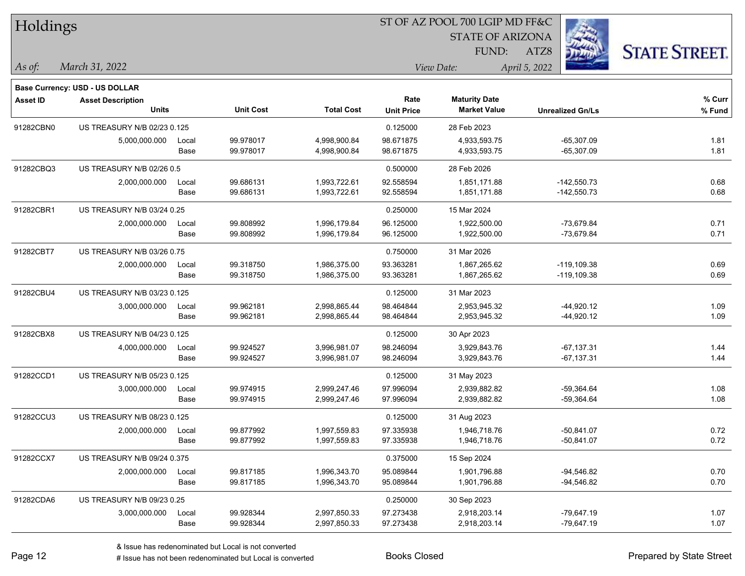# Holdings

ST OF AZ POOL 700 LGIP MD FF&C
STATE OF ARIZONA
FUND: ATZ8

*As of:* *March 31, 2022*

*View Date:* *April 5, 2022*

**Base Currency: USD - US DOLLAR**

| Asset ID | Asset Description / Units | | Unit Cost | Total Cost | Rate / Unit Price | Maturity Date / Market Value | Unrealized Gn/Ls | % Curr / % Fund |
|---|---|---|---|---|---|---|---|---|
| 91282CBN0 | US TREASURY N/B 02/23 0.125 | | | | 0.125000 | 28 Feb 2023 | | |
| | 5,000,000.000 | Local | 99.978017 | 4,998,900.84 | 98.671875 | 4,933,593.75 | -65,307.09 | 1.81 |
| | | Base | 99.978017 | 4,998,900.84 | 98.671875 | 4,933,593.75 | -65,307.09 | 1.81 |
| 91282CBQ3 | US TREASURY N/B 02/26 0.5 | | | | 0.500000 | 28 Feb 2026 | | |
| | 2,000,000.000 | Local | 99.686131 | 1,993,722.61 | 92.558594 | 1,851,171.88 | -142,550.73 | 0.68 |
| | | Base | 99.686131 | 1,993,722.61 | 92.558594 | 1,851,171.88 | -142,550.73 | 0.68 |
| 91282CBR1 | US TREASURY N/B 03/24 0.25 | | | | 0.250000 | 15 Mar 2024 | | |
| | 2,000,000.000 | Local | 99.808992 | 1,996,179.84 | 96.125000 | 1,922,500.00 | -73,679.84 | 0.71 |
| | | Base | 99.808992 | 1,996,179.84 | 96.125000 | 1,922,500.00 | -73,679.84 | 0.71 |
| 91282CBT7 | US TREASURY N/B 03/26 0.75 | | | | 0.750000 | 31 Mar 2026 | | |
| | 2,000,000.000 | Local | 99.318750 | 1,986,375.00 | 93.363281 | 1,867,265.62 | -119,109.38 | 0.69 |
| | | Base | 99.318750 | 1,986,375.00 | 93.363281 | 1,867,265.62 | -119,109.38 | 0.69 |
| 91282CBU4 | US TREASURY N/B 03/23 0.125 | | | | 0.125000 | 31 Mar 2023 | | |
| | 3,000,000.000 | Local | 99.962181 | 2,998,865.44 | 98.464844 | 2,953,945.32 | -44,920.12 | 1.09 |
| | | Base | 99.962181 | 2,998,865.44 | 98.464844 | 2,953,945.32 | -44,920.12 | 1.09 |
| 91282CBX8 | US TREASURY N/B 04/23 0.125 | | | | 0.125000 | 30 Apr 2023 | | |
| | 4,000,000.000 | Local | 99.924527 | 3,996,981.07 | 98.246094 | 3,929,843.76 | -67,137.31 | 1.44 |
| | | Base | 99.924527 | 3,996,981.07 | 98.246094 | 3,929,843.76 | -67,137.31 | 1.44 |
| 91282CCD1 | US TREASURY N/B 05/23 0.125 | | | | 0.125000 | 31 May 2023 | | |
| | 3,000,000.000 | Local | 99.974915 | 2,999,247.46 | 97.996094 | 2,939,882.82 | -59,364.64 | 1.08 |
| | | Base | 99.974915 | 2,999,247.46 | 97.996094 | 2,939,882.82 | -59,364.64 | 1.08 |
| 91282CCU3 | US TREASURY N/B 08/23 0.125 | | | | 0.125000 | 31 Aug 2023 | | |
| | 2,000,000.000 | Local | 99.877992 | 1,997,559.83 | 97.335938 | 1,946,718.76 | -50,841.07 | 0.72 |
| | | Base | 99.877992 | 1,997,559.83 | 97.335938 | 1,946,718.76 | -50,841.07 | 0.72 |
| 91282CCX7 | US TREASURY N/B 09/24 0.375 | | | | 0.375000 | 15 Sep 2024 | | |
| | 2,000,000.000 | Local | 99.817185 | 1,996,343.70 | 95.089844 | 1,901,796.88 | -94,546.82 | 0.70 |
| | | Base | 99.817185 | 1,996,343.70 | 95.089844 | 1,901,796.88 | -94,546.82 | 0.70 |
| 91282CDA6 | US TREASURY N/B 09/23 0.25 | | | | 0.250000 | 30 Sep 2023 | | |
| | 3,000,000.000 | Local | 99.928344 | 2,997,850.33 | 97.273438 | 2,918,203.14 | -79,647.19 | 1.07 |
| | | Base | 99.928344 | 2,997,850.33 | 97.273438 | 2,918,203.14 | -79,647.19 | 1.07 |

& Issue has redenominated but Local is not converted
# Issue has not been redenominated but Local is converted

Books Closed

Prepared by State Street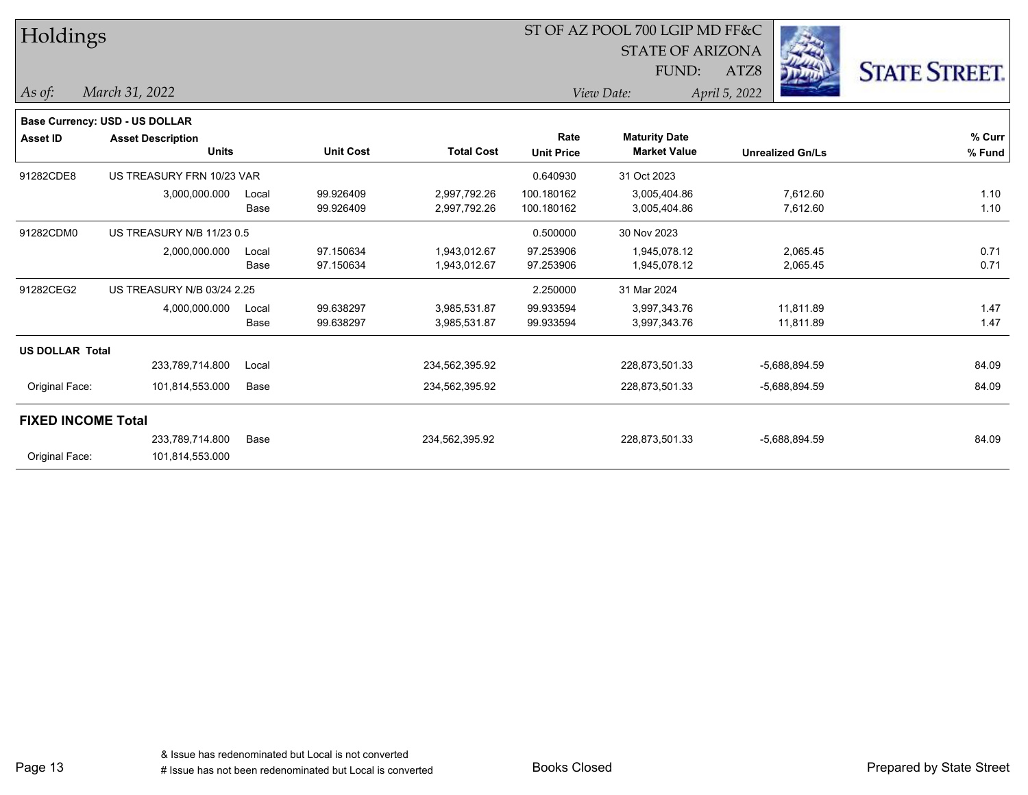# Holdings

ST OF AZ POOL 700 LGIP MD FF&C
STATE OF ARIZONA
FUND: ATZ8

*As of: March 31, 2022*

*View Date: April 5, 2022*

**Base Currency: USD - US DOLLAR**

| Asset ID | Asset Description / Units | | Unit Cost | Total Cost | Rate / Unit Price | Maturity Date / Market Value | Unrealized Gn/Ls | % Curr / % Fund |
|---|---|---|---|---|---|---|---|---|
| 91282CDE8 | US TREASURY FRN 10/23 VAR | | | | 0.640930 | 31 Oct 2023 | | |
| | 3,000,000.000 | Local | 99.926409 | 2,997,792.26 | 100.180162 | 3,005,404.86 | 7,612.60 | 1.10 |
| | | Base | 99.926409 | 2,997,792.26 | 100.180162 | 3,005,404.86 | 7,612.60 | 1.10 |
| 91282CDM0 | US TREASURY N/B 11/23 0.5 | | | | 0.500000 | 30 Nov 2023 | | |
| | 2,000,000.000 | Local | 97.150634 | 1,943,012.67 | 97.253906 | 1,945,078.12 | 2,065.45 | 0.71 |
| | | Base | 97.150634 | 1,943,012.67 | 97.253906 | 1,945,078.12 | 2,065.45 | 0.71 |
| 91282CEG2 | US TREASURY N/B 03/24 2.25 | | | | 2.250000 | 31 Mar 2024 | | |
| | 4,000,000.000 | Local | 99.638297 | 3,985,531.87 | 99.933594 | 3,997,343.76 | 11,811.89 | 1.47 |
| | | Base | 99.638297 | 3,985,531.87 | 99.933594 | 3,997,343.76 | 11,811.89 | 1.47 |
| **US DOLLAR Total** | | | | | | | | |
| | 233,789,714.800 | Local | | 234,562,395.92 | | 228,873,501.33 | -5,688,894.59 | 84.09 |
| Original Face: | 101,814,553.000 | Base | | 234,562,395.92 | | 228,873,501.33 | -5,688,894.59 | 84.09 |
| **FIXED INCOME Total** | | | | | | | | |
| | 233,789,714.800 | Base | | 234,562,395.92 | | 228,873,501.33 | -5,688,894.59 | 84.09 |
| Original Face: | 101,814,553.000 | | | | | | | |

& Issue has redenominated but Local is not converted
# Issue has not been redenominated but Local is converted

Books Closed

Prepared by State Street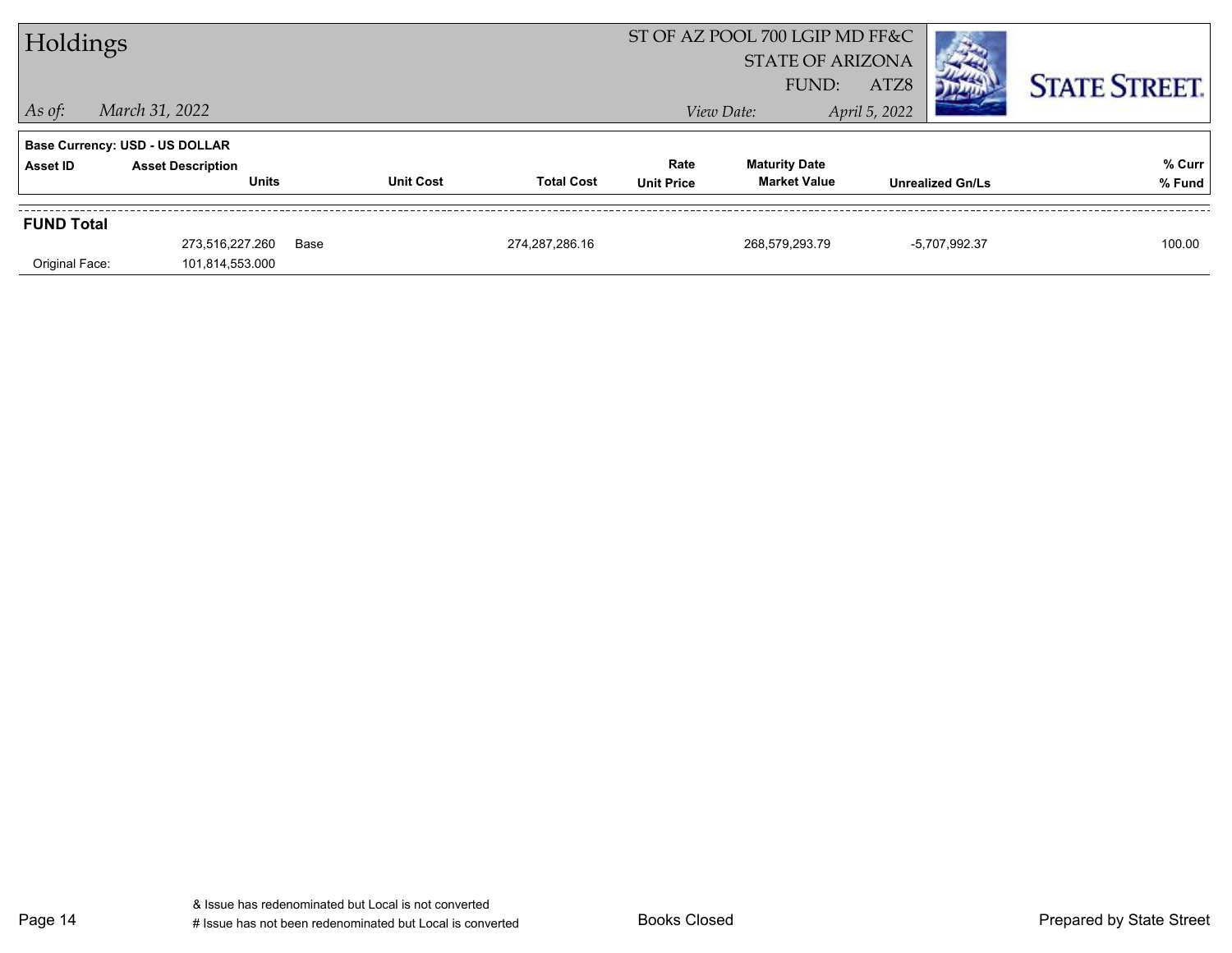# Holdings

ST OF AZ POOL 700 LGIP MD FF&C
STATE OF ARIZONA
FUND: ATZ8

*As of:* *March 31, 2022*

*View Date:* *April 5, 2022*

**Base Currency: USD - US DOLLAR**

| Asset ID | Asset Description / Units | | Unit Cost | Total Cost | Rate / Unit Price | Maturity Date / Market Value | Unrealized Gn/Ls | % Curr / % Fund |
|---|---|---|---|---|---|---|---|---|
| **FUND Total** | | | | | | | | |
| | 273,516,227.260 | Base | | 274,287,286.16 | | 268,579,293.79 | -5,707,992.37 | 100.00 |
| Original Face: | 101,814,553.000 | | | | | | | |

& Issue has redenominated but Local is not converted
# Issue has not been redenominated but Local is converted

Books Closed

Prepared by State Street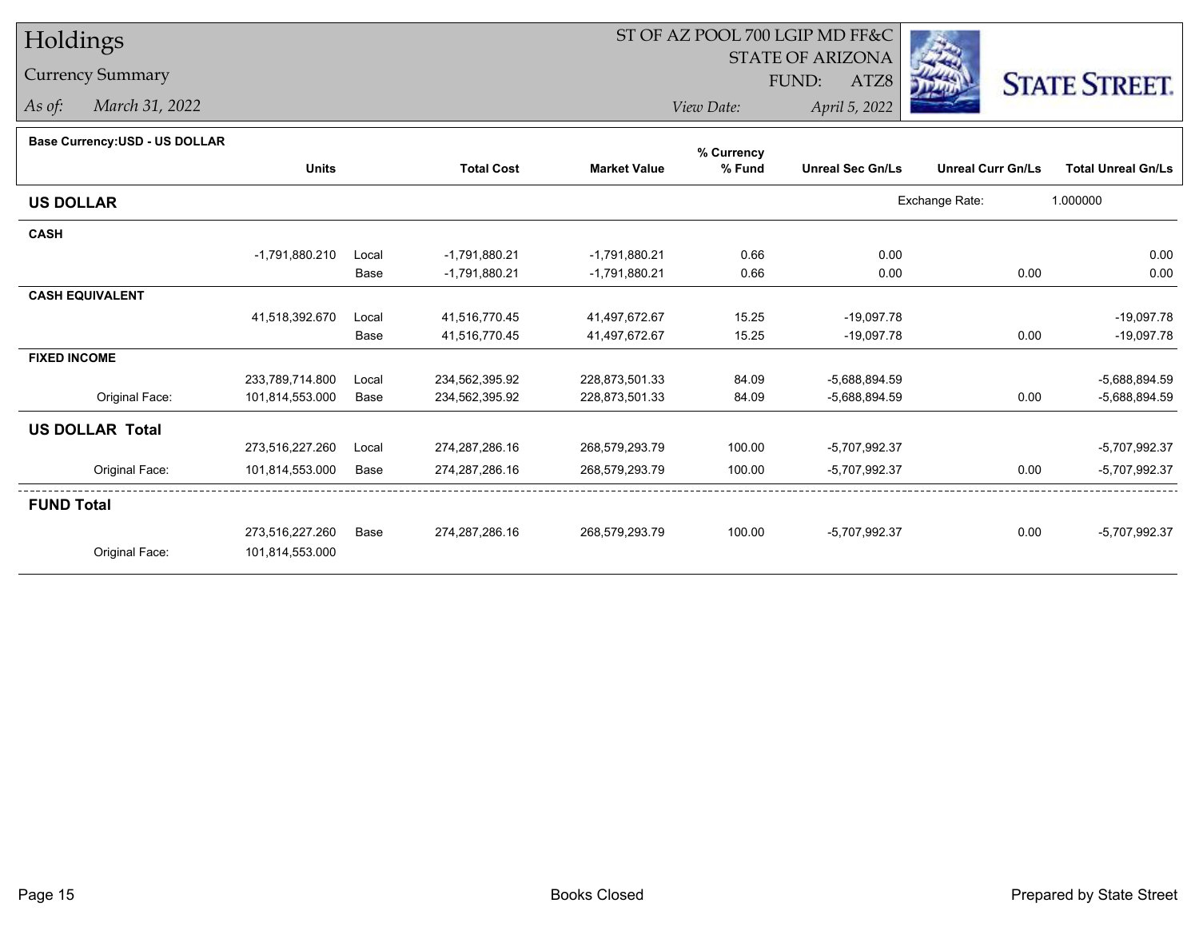# Holdings

## Currency Summary

*As of:* March 31, 2022

ST OF AZ POOL 700 LGIP MD FF&C
STATE OF ARIZONA
FUND: ATZ8
*View Date:* April 5, 2022

STATE STREET.

**Base Currency:USD - US DOLLAR**

| | Units | | Total Cost | Market Value | % Currency % Fund | Unreal Sec Gn/Ls | Unreal Curr Gn/Ls | Total Unreal Gn/Ls |
|---|---|---|---|---|---|---|---|---|
| **US DOLLAR** | | | | | | Exchange Rate: | 1.000000 | |
| **CASH** | | | | | | | | |
| | -1,791,880.210 | Local | -1,791,880.21 | -1,791,880.21 | 0.66 | 0.00 | | 0.00 |
| | | Base | -1,791,880.21 | -1,791,880.21 | 0.66 | 0.00 | 0.00 | 0.00 |
| **CASH EQUIVALENT** | | | | | | | | |
| | 41,518,392.670 | Local | 41,516,770.45 | 41,497,672.67 | 15.25 | -19,097.78 | | -19,097.78 |
| | | Base | 41,516,770.45 | 41,497,672.67 | 15.25 | -19,097.78 | 0.00 | -19,097.78 |
| **FIXED INCOME** | | | | | | | | |
| | 233,789,714.800 | Local | 234,562,395.92 | 228,873,501.33 | 84.09 | -5,688,894.59 | | -5,688,894.59 |
| Original Face: | 101,814,553.000 | Base | 234,562,395.92 | 228,873,501.33 | 84.09 | -5,688,894.59 | 0.00 | -5,688,894.59 |
| **US DOLLAR Total** | | | | | | | | |
| | 273,516,227.260 | Local | 274,287,286.16 | 268,579,293.79 | 100.00 | -5,707,992.37 | | -5,707,992.37 |
| Original Face: | 101,814,553.000 | Base | 274,287,286.16 | 268,579,293.79 | 100.00 | -5,707,992.37 | 0.00 | -5,707,992.37 |
| **FUND Total** | | | | | | | | |
| | 273,516,227.260 | Base | 274,287,286.16 | 268,579,293.79 | 100.00 | -5,707,992.37 | 0.00 | -5,707,992.37 |
| Original Face: | 101,814,553.000 | | | | | | | |

Books Closed

Prepared by State Street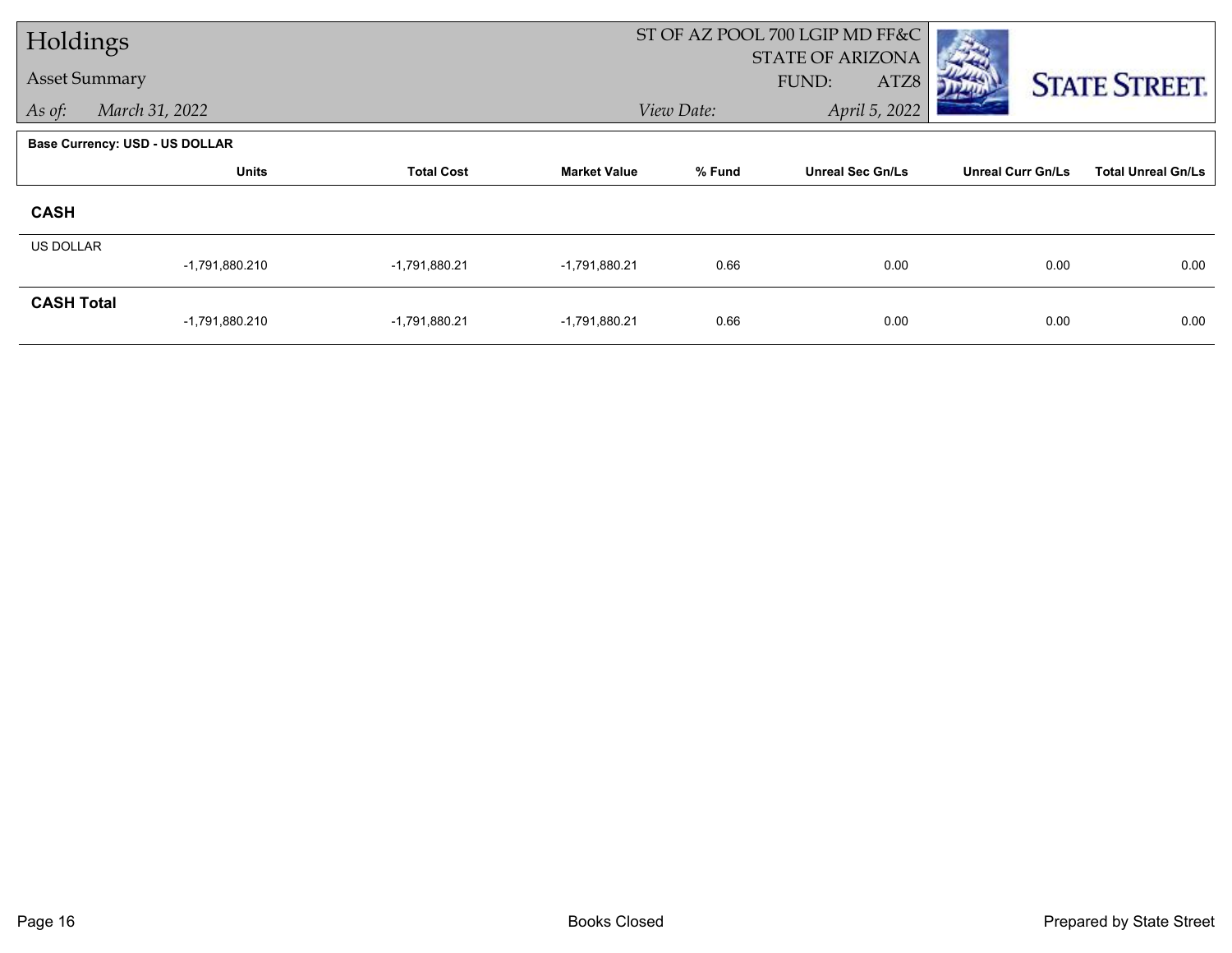# Holdings

## Asset Summary

*As of:* March 31, 2022

ST OF AZ POOL 700 LGIP MD FF&C
STATE OF ARIZONA
FUND: ATZ8

*View Date:* April 5, 2022

**Base Currency: USD - US DOLLAR**

| | Units | Total Cost | Market Value | % Fund | Unreal Sec Gn/Ls | Unreal Curr Gn/Ls | Total Unreal Gn/Ls |
|---|---|---|---|---|---|---|---|
| **CASH** | | | | | | | |
| US DOLLAR | -1,791,880.210 | -1,791,880.21 | -1,791,880.21 | 0.66 | 0.00 | 0.00 | 0.00 |
| **CASH Total** | -1,791,880.210 | -1,791,880.21 | -1,791,880.21 | 0.66 | 0.00 | 0.00 | 0.00 |

Books Closed

Prepared by State Street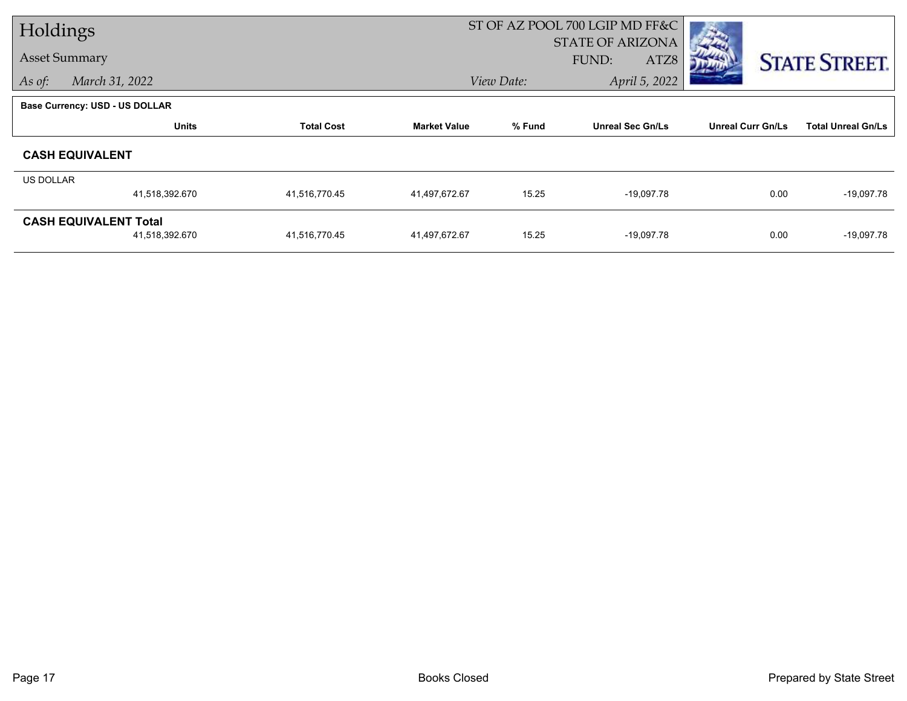# Holdings

## Asset Summary

*As of:* *March 31, 2022*

ST OF AZ POOL 700 LGIP MD FF&C
STATE OF ARIZONA
FUND: ATZ8

*View Date:* *April 5, 2022*

**Base Currency: USD - US DOLLAR**

| | Units | Total Cost | Market Value | % Fund | Unreal Sec Gn/Ls | Unreal Curr Gn/Ls | Total Unreal Gn/Ls |
|---|---|---|---|---|---|---|---|
| **CASH EQUIVALENT** | | | | | | | |
| US DOLLAR | 41,518,392.670 | 41,516,770.45 | 41,497,672.67 | 15.25 | -19,097.78 | 0.00 | -19,097.78 |
| **CASH EQUIVALENT Total** | 41,518,392.670 | 41,516,770.45 | 41,497,672.67 | 15.25 | -19,097.78 | 0.00 | -19,097.78 |

Books Closed

Prepared by State Street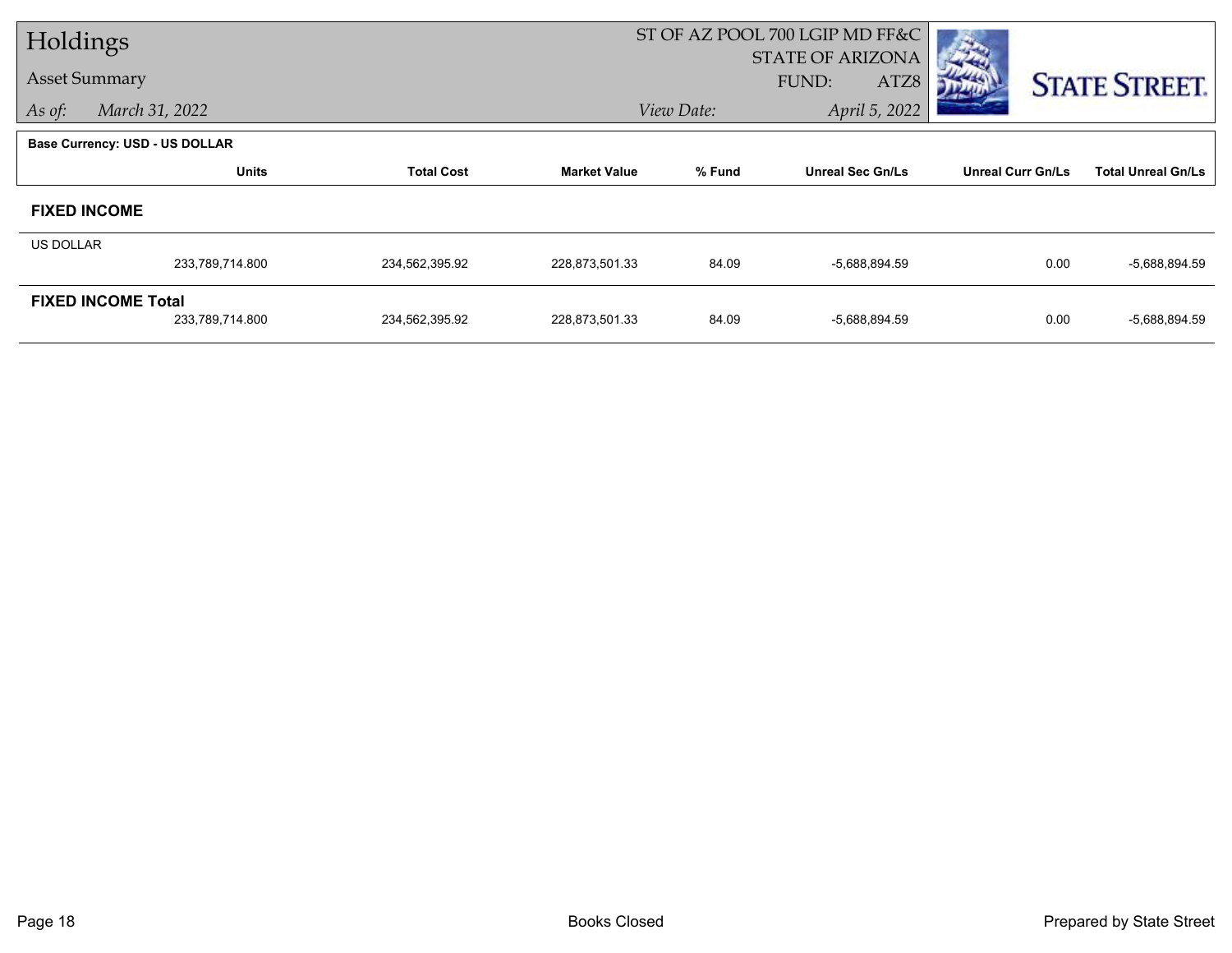# Holdings

## Asset Summary

*As of:* *March 31, 2022*

ST OF AZ POOL 700 LGIP MD FF&C
STATE OF ARIZONA
FUND: ATZ8

*View Date:* *April 5, 2022*

**Base Currency: USD - US DOLLAR**

| | Units | Total Cost | Market Value | % Fund | Unreal Sec Gn/Ls | Unreal Curr Gn/Ls | Total Unreal Gn/Ls |
|---|---|---|---|---|---|---|---|
| **FIXED INCOME** | | | | | | | |
| US DOLLAR | 233,789,714.800 | 234,562,395.92 | 228,873,501.33 | 84.09 | -5,688,894.59 | 0.00 | -5,688,894.59 |
| **FIXED INCOME Total** | 233,789,714.800 | 234,562,395.92 | 228,873,501.33 | 84.09 | -5,688,894.59 | 0.00 | -5,688,894.59 |

Books Closed

Prepared by State Street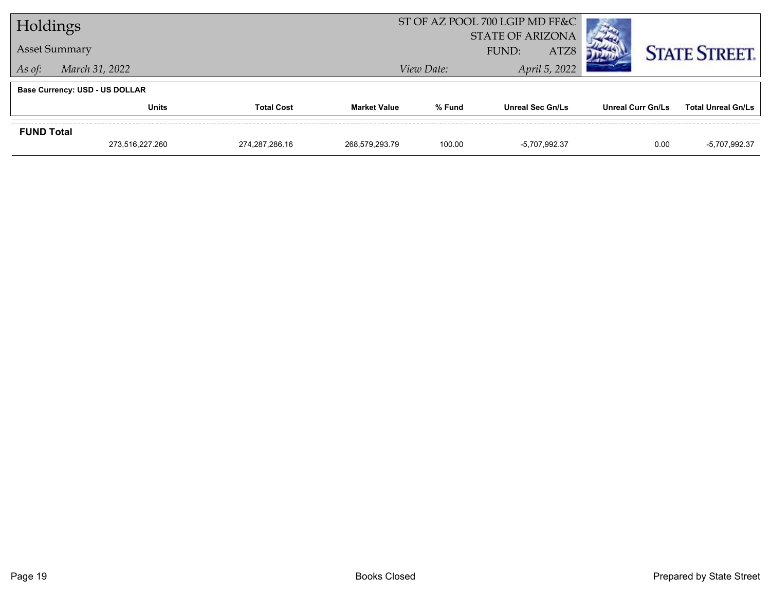# Holdings

## Asset Summary

*As of:* March 31, 2022

ST OF AZ POOL 700 LGIP MD FF&C
STATE OF ARIZONA
FUND: ATZ8

*View Date:* April 5, 2022

**Base Currency: USD - US DOLLAR**

| | Units | Total Cost | Market Value | % Fund | Unreal Sec Gn/Ls | Unreal Curr Gn/Ls | Total Unreal Gn/Ls |
|---|---|---|---|---|---|---|---|
| **FUND Total** | | | | | | | |
| | 273,516,227.260 | 274,287,286.16 | 268,579,293.79 | 100.00 | -5,707,992.37 | 0.00 | -5,707,992.37 |

Books Closed

Prepared by State Street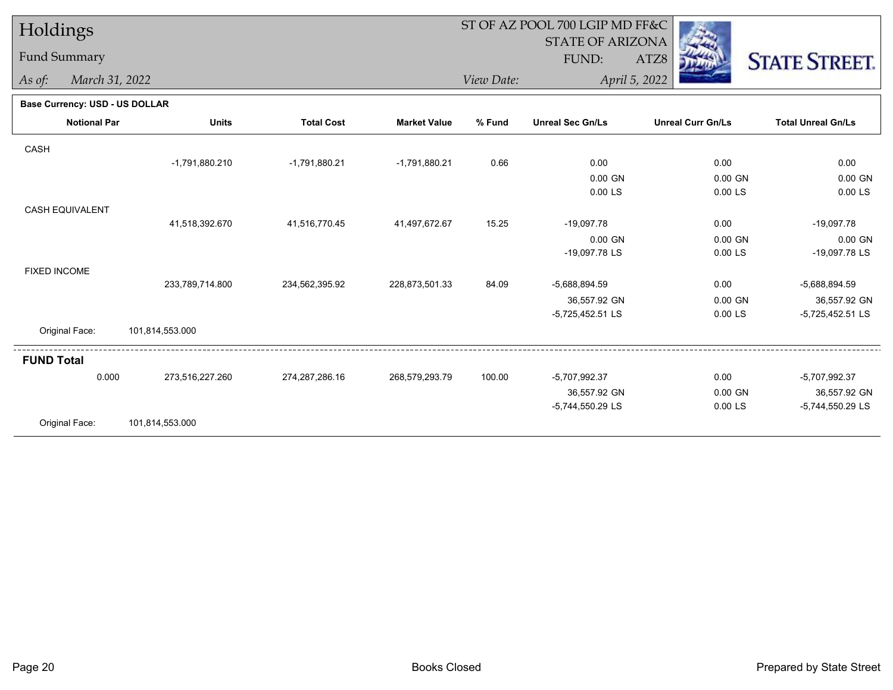# Holdings

Fund Summary

*As of:* *March 31, 2022*

ST OF AZ POOL 700 LGIP MD FF&C
STATE OF ARIZONA
FUND: ATZ8

*View Date:* *April 5, 2022*

STATE STREET.

**Base Currency: USD - US DOLLAR**

| Notional Par | Units | Total Cost | Market Value | % Fund | Unreal Sec Gn/Ls | Unreal Curr Gn/Ls | Total Unreal Gn/Ls |
|---|---|---|---|---|---|---|---|
| CASH | | | | | | | |
| | -1,791,880.210 | -1,791,880.21 | -1,791,880.21 | 0.66 | 0.00 | 0.00 | 0.00 |
| | | | | | 0.00 GN | 0.00 GN | 0.00 GN |
| | | | | | 0.00 LS | 0.00 LS | 0.00 LS |
| CASH EQUIVALENT | | | | | | | |
| | 41,518,392.670 | 41,516,770.45 | 41,497,672.67 | 15.25 | -19,097.78 | 0.00 | -19,097.78 |
| | | | | | 0.00 GN | 0.00 GN | 0.00 GN |
| | | | | | -19,097.78 LS | 0.00 LS | -19,097.78 LS |
| FIXED INCOME | | | | | | | |
| | 233,789,714.800 | 234,562,395.92 | 228,873,501.33 | 84.09 | -5,688,894.59 | 0.00 | -5,688,894.59 |
| | | | | | 36,557.92 GN | 0.00 GN | 36,557.92 GN |
| | | | | | -5,725,452.51 LS | 0.00 LS | -5,725,452.51 LS |
| Original Face: | 101,814,553.000 | | | | | | |
| **FUND Total** | | | | | | | |
| 0.000 | 273,516,227.260 | 274,287,286.16 | 268,579,293.79 | 100.00 | -5,707,992.37 | 0.00 | -5,707,992.37 |
| | | | | | 36,557.92 GN | 0.00 GN | 36,557.92 GN |
| | | | | | -5,744,550.29 LS | 0.00 LS | -5,744,550.29 LS |
| Original Face: | 101,814,553.000 | | | | | | |

Books Closed

Prepared by State Street